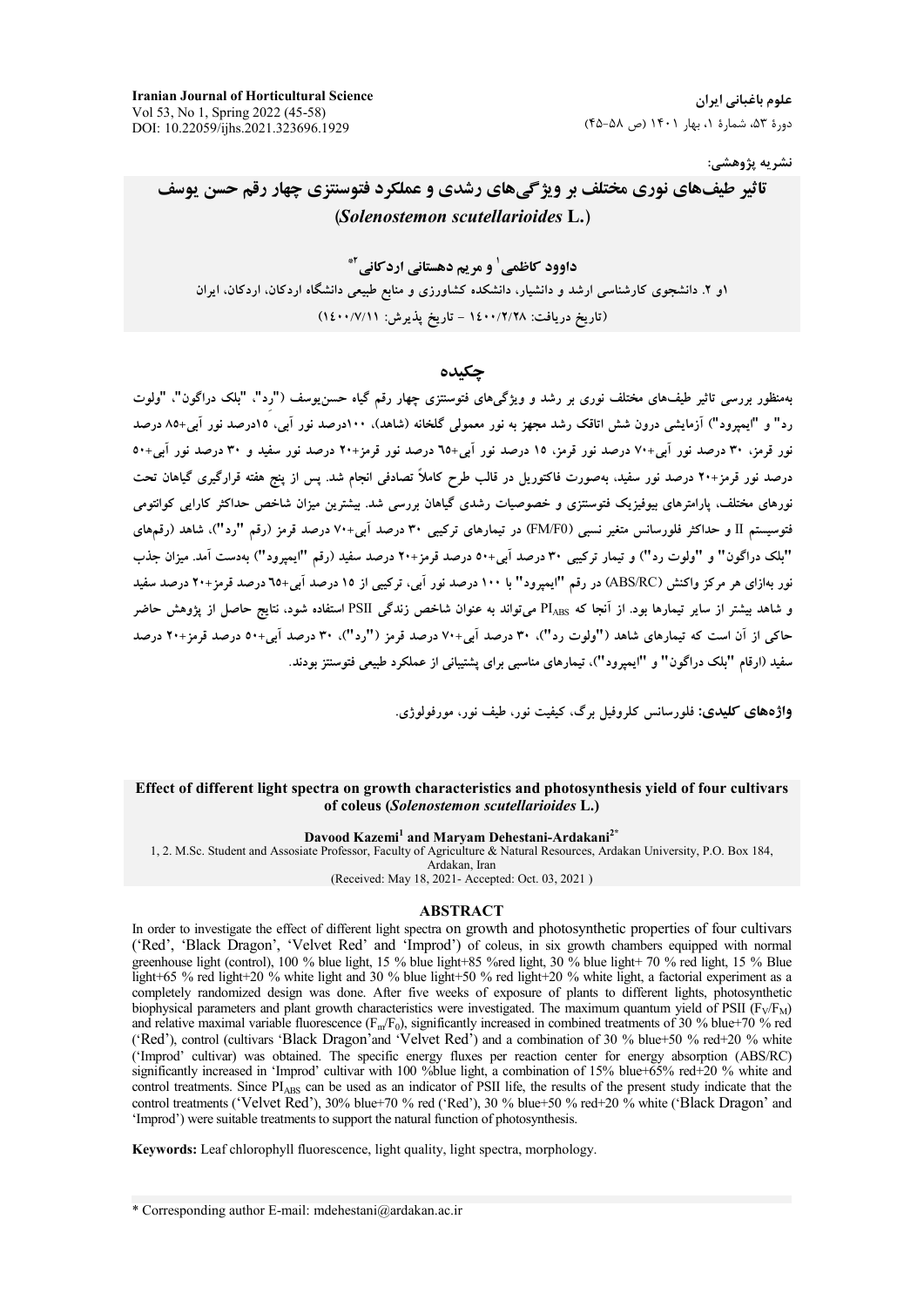نشریه پژوهشی:

# تاثیر طیف‌های نوری مختلف بر ویژگی‌های رشدی و عملکرد فتوسنتزی چهار رقم حسن یوسف (*Solenostemon scutellarioides* L.)

**داوود کاظمی[1] و مریم دهستانی اردکانی[2*]**

۱و ۲. دانشجوی کارشناسی ارشد و دانشیار، دانشکده کشاورزی و منابع طبیعی دانشگاه اردکان، اردکان، ایران

(تاریخ دریافت: ۱۴۰۰/۲/۲۸ - تاریخ پذیرش: ۱۴۰۰/۷/۱۱)

## چکیده

به‌منظور بررسی تاثیر طیف‌های مختلف نوری بر رشد و ویژگی‌های فتوسنتزی چهار رقم گیاه حسن‌یوسف ("رِد"، "بلک دراگون"، "ولوت رد" و "ایمپرود") آزمایشی درون شش اتاقک رشد مجهز به نور معمولی گلخانه (شاهد)، ۱۰۰درصد نور آبی، ۱۵درصد نور آبی+۸۵ درصد نور قرمز، ۳۰ درصد نور آبی+۷۰ درصد نور قرمز، ۱۵ درصد نور آبی+٦٥ درصد نور قرمز+۲۰ درصد نور سفید و ۳۰ درصد نور آبی+۵۰ درصد نور قرمز+۲۰ درصد نور سفید، به‌صورت فاکتوریل در قالب طرح کاملاً تصادفی انجام شد. پس از پنج هفته قرارگیری گیاهان تحت نورهای مختلف، پارامترهای بیوفیزیک فتوسنتزی و خصوصیات رشدی گیاهان بررسی شد. بیشترین میزان شاخص حداکثر کارایی کوانتومی فتوسیستم II و حداکثر فلورسانس متغیر نسبی (FM/F0) در تیمارهای ترکیبی ۳۰ درصد آبی+۷۰ درصد قرمز (رقم "رد")، شاهد (رقم‌های "بلک دراگون" و "ولوت رد") و تیمار ترکیبی ۳۰ درصد آبی+۵۰ درصد قرمز+۲۰ درصد سفید (رقم "ایمپرود") به‌دست آمد. میزان جذب نور به‌ازای هر مرکز واکنش (ABS/RC) در رقم "ایمپرود" با ۱۰۰ درصد نور آبی، ترکیبی از ۱۵ درصد آبی+٦٥ درصد قرمز+۲۰ درصد سفید و شاهد بیشتر از سایر تیمارها بود. از آنجا که $PI_{ABS}$ می‌تواند به عنوان شاخص زندگی PSII استفاده شود، نتایج حاصل از پژوهش حاضر حاکی از آن است که تیمارهای شاهد ("ولوت رد")، ۳۰ درصد آبی+۷۰ درصد قرمز ("رد")، ۳۰ درصد آبی+۵۰ درصد قرمز+۲۰ درصد سفید (ارقام "بلک دراگون" و "ایمپرود")، تیمارهای مناسبی برای پشتیبانی از عملکرد طبیعی فتوسنتز بودند.

**واژه‌های کلیدی:** فلورسانس کلروفیل برگ، کیفیت نور، طیف نور، مورفولوژی.

# Effect of different light spectra on growth characteristics and photosynthesis yield of four cultivars of coleus (*Solenostemon scutellarioides* L.)

**Davood Kazemi[1] and Maryam Dehestani-Ardakani[2*]**

1, 2. M.Sc. Student and Assosiate Professor, Faculty of Agriculture & Natural Resources, Ardakan University, P.O. Box 184, Ardakan, Iran

(Received: May 18, 2021- Accepted: Oct. 03, 2021 )

## ABSTRACT

In order to investigate the effect of different light spectra on growth and photosynthetic properties of four cultivars ('Red', 'Black Dragon', 'Velvet Red' and 'Improd') of coleus, in six growth chambers equipped with normal greenhouse light (control), 100 % blue light, 15 % blue light+85 %red light, 30 % blue light+ 70 % red light, 15 % Blue light+65 % red light+20 % white light and 30 % blue light+50 % red light+20 % white light, a factorial experiment as a completely randomized design was done. After five weeks of exposure of plants to different lights, photosynthetic biophysical parameters and plant growth characteristics were investigated. The maximum quantum yield of PSII ($F_V/F_M$) and relative maximal variable fluorescence ($F_m/F_0$), significantly increased in combined treatments of 30 % blue+70 % red ('Red'), control (cultivars 'Black Dragon'and 'Velvet Red') and a combination of 30 % blue+50 % red+20 % white ('Improd' cultivar) was obtained. The specific energy fluxes per reaction center for energy absorption (ABS/RC) significantly increased in 'Improd' cultivar with 100 %blue light, a combination of 15% blue+65% red+20 % white and control treatments. Since $PI_{ABS}$ can be used as an indicator of PSII life, the results of the present study indicate that the control treatments ('Velvet Red'), 30% blue+70 % red ('Red'), 30 % blue+50 % red+20 % white ('Black Dragon' and 'Improd') were suitable treatments to support the natural function of photosynthesis.

**Keywords:** Leaf chlorophyll fluorescence, light quality, light spectra, morphology.

* Corresponding author E-mail: mdehestani@ardakan.ac.ir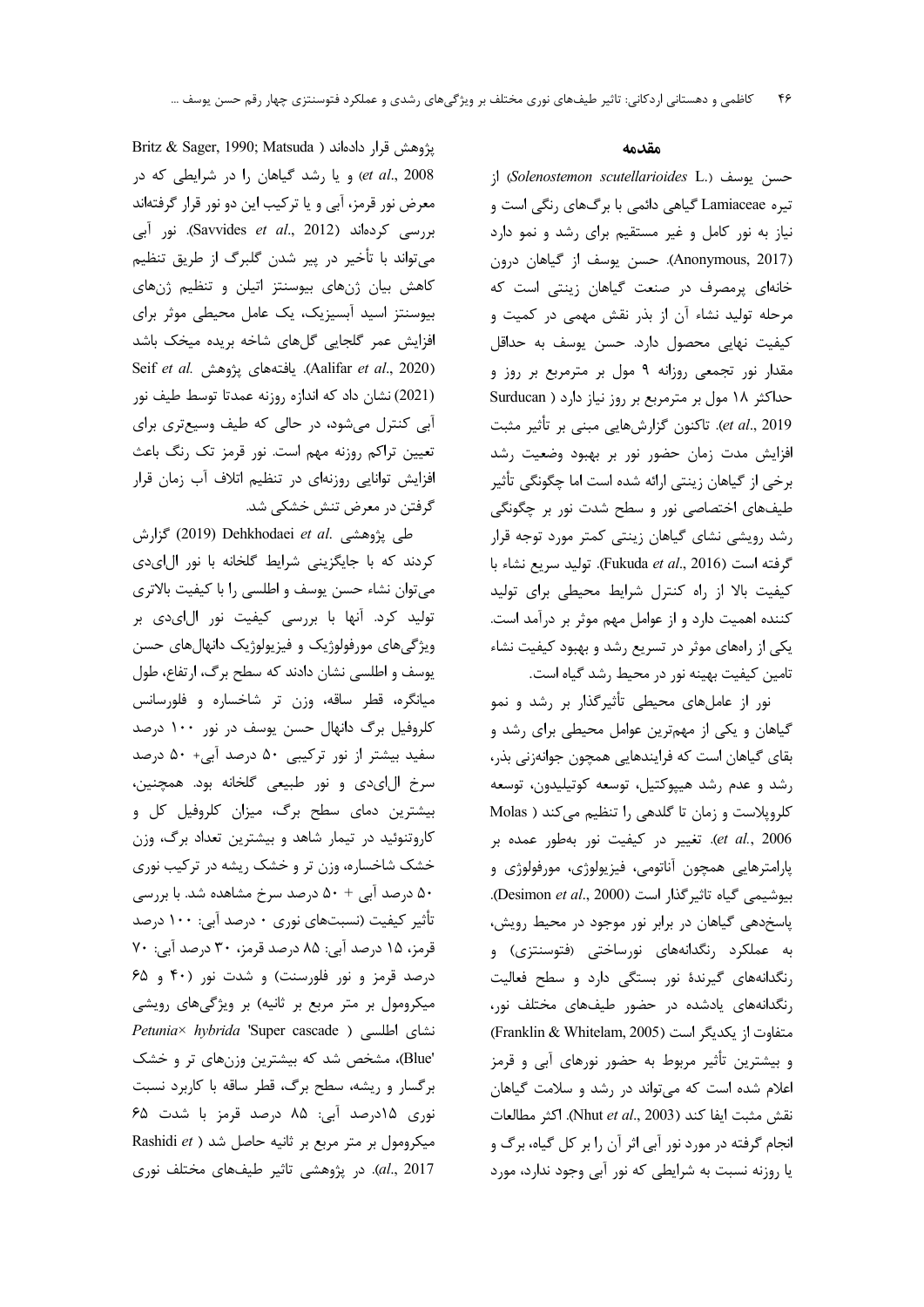## مقدمه

حسن یوسف (*Solenostemon scutellarioides* L.) از تیره Lamiaceae گیاهی دائمی با برگ‌های رنگی است و نیاز به نور کامل و غیر مستقیم برای رشد و نمو دارد (Anonymous, 2017). حسن یوسف از گیاهان درون خانه‌ای پرمصرف در صنعت گیاهان زینتی است که مرحله تولید نشاء آن از بذر نقش مهمی در کمیت و کیفیت نهایی محصول دارد. حسن یوسف به حداقل مقدار نور تجمعی روزانه ۹ مول بر مترمربع بر روز و حداکثر ۱۸ مول بر مترمربع بر روز نیاز دارد (Surducan *et al.*, 2019). تاکنون گزارش‌هایی مبنی بر تأثیر مثبت افزایش مدت زمان حضور نور بر بهبود وضعیت رشد برخی از گیاهان زینتی ارائه شده است اما چگونگی تأثیر طیف‌های اختصاصی نور و سطح شدت نور بر چگونگی رشد رویشی نشای گیاهان زینتی کمتر مورد توجه قرار گرفته است (Fukuda *et al.*, 2016). تولید سریع نشاء با کیفیت بالا از راه کنترل شرایط محیطی برای تولید کننده اهمیت دارد و از عوامل مهم موثر بر درآمد است. یکی از راه‌های موثر در تسریع رشد و بهبود کیفیت نشاء تامین کیفیت بهینه نور در محیط رشد گیاه است.

نور از عامل‌های محیطی تأثیرگذار بر رشد و نمو گیاهان و یکی از مهم‌ترین عوامل محیطی برای رشد و بقای گیاهان است که فرایندهایی همچون جوانه‌زنی بذر، رشد و عدم رشد هیپوکتیل، توسعه کوتیلیدون، توسعه کلروپلاست و زمان تا گلدهی را تنظیم می‌کند (Molas *et al.*, 2006). تغییر در کیفیت نور به‌طور عمده بر پارامترهایی همچون آناتومی، فیزیولوژی، مورفولوژی و بیوشیمی گیاه تاثیرگذار است (Desimon *et al.*, 2000). پاسخ‌دهی گیاهان در برابر نور موجود در محیط رویش، به عملکرد رنگدانه‌های نورساختی (فتوسنتزی) و رنگدانه‌های گیرندهٔ نور بستگی دارد و سطح فعالیت رنگدانه‌های یادشده در حضور طیف‌های مختلف نور، متفاوت از یکدیگر است (Franklin & Whitelam, 2005) و بیشترین تأثیر مربوط به حضور نورهای آبی و قرمز اعلام شده است که می‌تواند در رشد و سلامت گیاهان نقش مثبت ایفا کند (Nhut *et al.*, 2003). اکثر مطالعات انجام گرفته در مورد نور آبی اثر آن را بر کل گیاه، برگ و یا روزنه نسبت به شرایطی که نور آبی وجود ندارد، مورد پژوهش قرار داده‌اند (Britz & Sager, 1990; Matsuda *et al.*, 2008) و یا رشد گیاهان را در شرایطی که در معرض نور قرمز، آبی و یا ترکیب این دو نور قرار گرفته‌اند بررسی کرده‌اند (Savvides *et al.*, 2012). نور آبی می‌تواند با تأخیر در پیر شدن گلبرگ از طریق تنظیم کاهش بیان ژن‌های بیوسنتز اتیلن و تنظیم ژن‌های بیوسنتز اسید آبسیزیک، یک عامل محیطی موثر برای افزایش عمر گلجایی گل‌های شاخه بریده میخک باشد (Aalifar *et al.*, 2020). یافته‌های پژوهش Seif *et al.* (2021) نشان داد که اندازه روزنه عمدتا توسط طیف نور آبی کنترل می‌شود، در حالی که طیف وسیع‌تری برای تعیین تراکم روزنه مهم است. نور قرمز تک رنگ باعث افزایش توانایی روزنه‌ای در تنظیم اتلاف آب زمان قرار گرفتن در معرض تنش خشکی شد.

طی پژوهشی Dehkhodaei *et al.* (2019) گزارش کردند که با جایگزینی شرایط گلخانه با نور ال‌ای‌دی می‌توان نشاء حسن یوسف و اطلسی را با کیفیت بالاتری تولید کرد. آنها با بررسی کیفیت نور ال‌ای‌دی بر ویژگی‌های مورفولوژیک و فیزیولوژیک دانهال‌های حسن یوسف و اطلسی نشان دادند که سطح برگ، ارتفاع، طول میانگره، قطر ساقه، وزن تر شاخساره و فلورسانس کلروفیل برگ دانهال حسن یوسف در نور ۱۰۰ درصد سفید بیشتر از نور ترکیبی ۵۰ درصد آبی+ ۵۰ درصد سرخ ال‌ای‌دی و نور طبیعی گلخانه بود. همچنین، بیشترین دمای سطح برگ، میزان کلروفیل کل و کاروتنوئید در تیمار شاهد و بیشترین تعداد برگ، وزن خشک شاخساره، وزن تر و خشک ریشه در ترکیب نوری ۵۰ درصد آبی + ۵۰ درصد سرخ مشاهده شد. با بررسی تأثیر کیفیت (نسبت‌های نوری ۰ درصد آبی: ۱۰۰ درصد قرمز، ۱۵ درصد آبی: ۸۵ درصد قرمز، ۳۰ درصد آبی: ۷۰ درصد قرمز و نور فلورسنت) و شدت نور (۴۰ و ۶۵ میکرومول بر متر مربع بر ثانیه) بر ویژگی‌های رویشی نشای اطلسی (*Petunia× hybrida* 'Super cascade Blue')، مشخص شد که بیشترین وزن‌های تر و خشک برگسار و ریشه، سطح برگ، قطر ساقه با کاربرد نسبت نوری ۱۵درصد آبی: ۸۵ درصد قرمز با شدت ۶۵ میکرومول بر متر مربع بر ثانیه حاصل شد (Rashidi *et al.*, 2017). در پژوهشی تاثیر طیف‌های مختلف نوری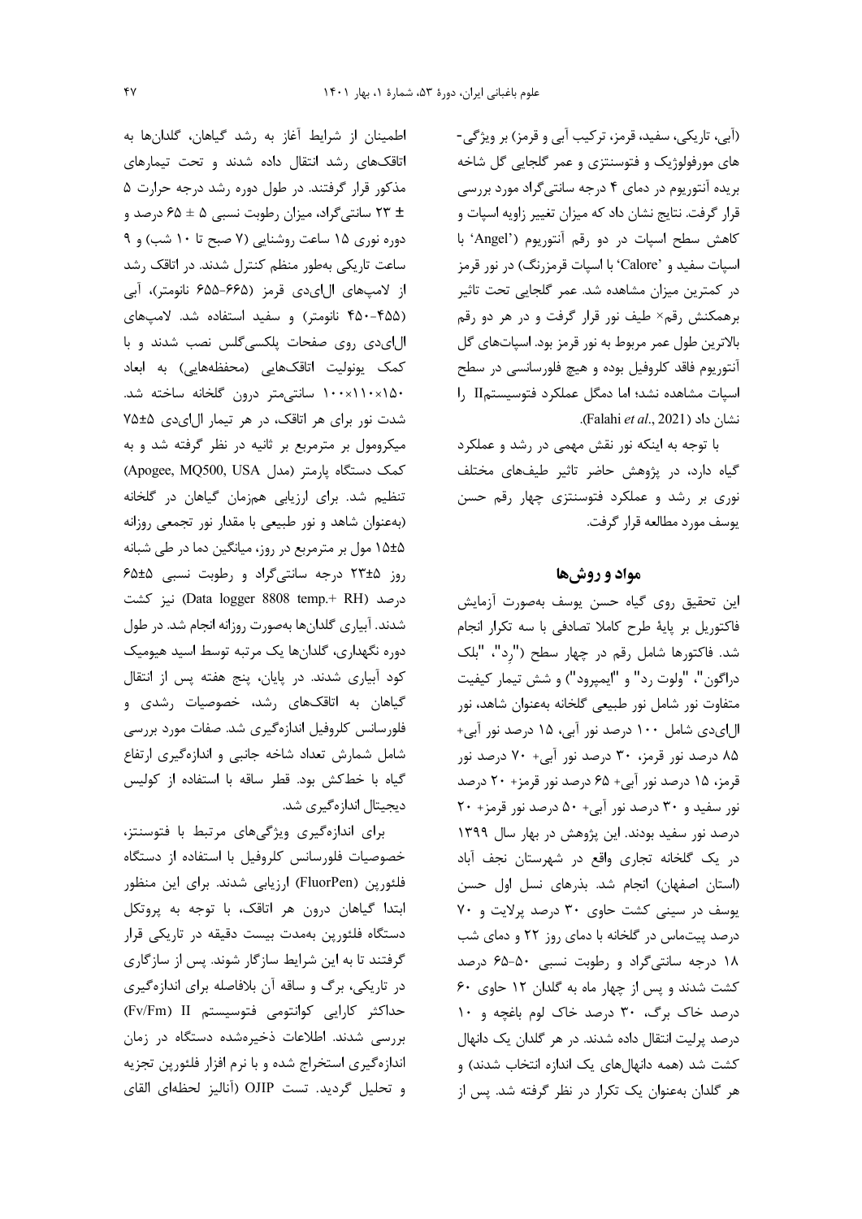(آبی، تاریکی، سفید، قرمز، ترکیب آبی و قرمز) بر ویژگی‌های مورفولوژیک و فتوسنتزی و عمر گلجایی گل شاخه بریده آنتوریوم در دمای ۴ درجه سانتی‌گراد مورد بررسی قرار گرفت. نتایج نشان داد که میزان تغییر زاویه اسپات و کاهش سطح اسپات در دو رقم آنتوریوم ('Angel' با اسپات سفید و 'Calore' با اسپات قرمزرنگ) در نور قرمز در کمترین میزان مشاهده شد. عمر گلجایی تحت تاثیر برهمکنش رقم× طیف نور قرار گرفت و در هر دو رقم بالاترین طول عمر مربوط به نور قرمز بود. اسپات‌های گل آنتوریوم فاقد کلروفیل بوده و هیچ فلورسانسی در سطح اسپات مشاهده نشد؛ اما دمگل عملکرد فتوسیستمII را نشان داد (Falahi *et al*., 2021).

با توجه به اینکه نور نقش مهمی در رشد و عملکرد گیاه دارد، در پژوهش حاضر تاثیر طیف‌های مختلف نوری بر رشد و عملکرد فتوسنتزی چهار رقم حسن یوسف مورد مطالعه قرار گرفت.

## مواد و روش‌ها

این تحقیق روی گیاه حسن یوسف به‌صورت آزمایش فاکتوریل بر پایهٔ طرح کاملا تصادفی با سه تکرار انجام شد. فاکتورها شامل رقم در چهار سطح ("رِد"، "بلک دراگون"، "ولوت رد" و "ایمپرود") و شش تیمار کیفیت متفاوت نور شامل نور طبیعی گلخانه به‌عنوان شاهد، نور ال‌ای‌دی شامل ۱۰۰ درصد نور آبی، ۱۵ درصد نور آبی+ ۸۵ درصد نور قرمز، ۳۰ درصد نور آبی+ ۷۰ درصد نور قرمز، ۱۵ درصد نور آبی+ ۶۵ درصد نور قرمز+ ۲۰ درصد نور سفید و ۳۰ درصد نور آبی+ ۵۰ درصد نور قرمز+ ۲۰ درصد نور سفید بودند. این پژوهش در بهار سال ۱۳۹۹ در یک گلخانه تجاری واقع در شهرستان نجف آباد (استان اصفهان) انجام شد. بذرهای نسل اول حسن یوسف در سینی کشت حاوی ۳۰ درصد پرلایت و ۷۰ درصد پیت‌ماس در گلخانه با دمای روز ۲۲ و دمای شب ۱۸ درجه سانتی‌گراد و رطوبت نسبی ۵۰-۶۵ درصد کشت شدند و پس از چهار ماه به گلدان ۱۲ حاوی ۶۰ درصد خاک برگ، ۳۰ درصد خاک لوم باغچه و ۱۰ درصد پرلیت انتقال داده شدند. در هر گلدان یک دانهال کشت شد (همه دانهال‌های یک اندازه انتخاب شدند) و هر گلدان به‌عنوان یک تکرار در نظر گرفته شد. پس از اطمینان از شرایط آغاز به رشد گیاهان، گلدان‌ها به اتاقک‌های رشد انتقال داده شدند و تحت تیمارهای مذکور قرار گرفتند. در طول دوره رشد درجه حرارت ۵ ± ۲۳ سانتی‌گراد، میزان رطوبت نسبی ۵ ± ۶۵ درصد و دوره نوری ۱۵ ساعت روشنایی (۷ صبح تا ۱۰ شب) و ۹ ساعت تاریکی به‌طور منظم کنترل شدند. در اتاقک رشد از لامپ‌های ال‌ای‌دی قرمز (۶۶۵-۶۵۵ نانومتر)، آبی (۴۵۵-۴۵۰ نانومتر) و سفید استفاده شد. لامپ‌های ال‌ای‌دی روی صفحات پلکسی‌گلس نصب شدند و با کمک یونولیت اتاقک‌هایی (محفظه‌هایی) به ابعاد ۱۵۰×۱۱۰×۱۰۰ سانتی‌متر درون گلخانه ساخته شد. شدت نور برای هر اتاقک، در هر تیمار ال‌ای‌دی ۵±۷۵ میکرومول بر مترمربع بر ثانیه در نظر گرفته شد و به کمک دستگاه پارمتر (مدل Apogee, MQ500, USA) تنظیم شد. برای ارزیابی هم‌زمان گیاهان در گلخانه (به‌عنوان شاهد و نور طبیعی با مقدار نور تجمعی روزانه ۵±۱۵ مول بر مترمربع در روز، میانگین دما در طی شبانه روز ۵±۲۳ درجه سانتی‌گراد و رطوبت نسبی ۵±۶۵ درصد (Data logger 8808 temp.+ RH) نیز کشت شدند. آبیاری گلدان‌ها به‌صورت روزانه انجام شد. در طول دوره نگهداری، گلدان‌ها یک مرتبه توسط اسید هیومیک کود آبیاری شدند. در پایان، پنج هفته پس از انتقال گیاهان به اتاقک‌های رشد، خصوصیات رشدی و فلورسانس کلروفیل اندازه‌گیری شد. صفات مورد بررسی شامل شمارش تعداد شاخه جانبی و اندازه‌گیری ارتفاع گیاه با خط‌کش بود. قطر ساقه با استفاده از کولیس دیجیتال اندازه‌گیری شد.

برای اندازه‌گیری ویژگی‌های مرتبط با فتوسنتز، خصوصیات فلورسانس کلروفیل با استفاده از دستگاه فلئورپن (FluorPen) ارزیابی شدند. برای این منظور ابتدا گیاهان درون هر اتاقک، با توجه به پروتکل دستگاه فلئورپن به‌مدت بیست دقیقه در تاریکی قرار گرفتند تا به این شرایط سازگار شوند. پس از سازگاری در تاریکی، برگ و ساقه آن بلافاصله برای اندازه‌گیری حداکثر کارایی کوانتومی فتوسیستم II ($Fv/Fm$) بررسی شدند. اطلاعات ذخیره‌شده دستگاه در زمان اندازه‌گیری استخراج شده و با نرم افزار فلئورپن تجزیه و تحلیل گردید. تست OJIP (آنالیز لحظه‌ای القای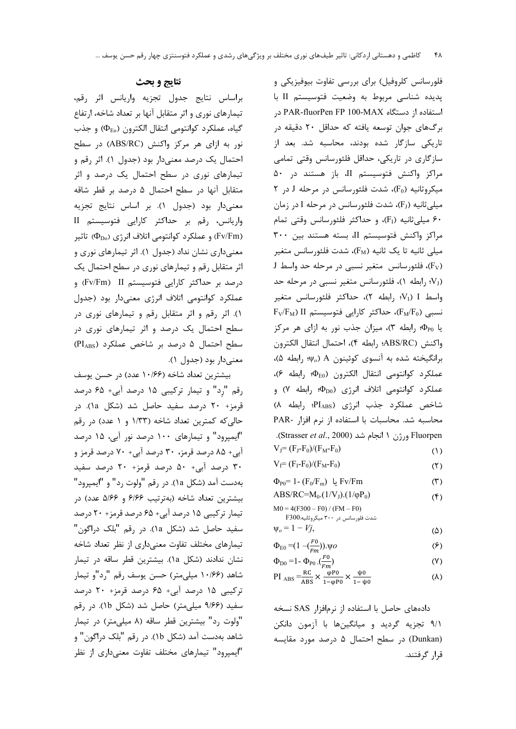فلورسانس کلروفیل) برای بررسی تفاوت بیوفیزیکی و پدیده شناسی مربوط به وضعیت فتوسیستم II با استفاده از دستگاه PAR-fluorPen FP 100-MAX در برگ‌های جوان توسعه یافته که حداقل ۲۰ دقیقه در تاریکی سازگار شده بودند، محاسبه شد. بعد از سازگاری در تاریکی، حداقل فلئورسانس وقتی تمامی مراکز واکنش فتوسیستم II، باز هستند در ۵۰ میکروثانیه ($F_0$)، شدت فلئورسانس در مرحله J در ۲ میلی‌ثانیه ($F_J$)، شدت فلئورسانس در مرحله I در زمان ۶۰ میلی‌ثانیه ($F_I$)، و حداکثر فلئورسانس وقتی تمام مراکز واکنش فتوسیستم II، بسته هستند بین ۳۰۰ میلی ثانیه تا یک ثانیه ($F_M$)، شدت فلئورسانس متغیر ($F_V$)، فلئورسانس متغیر نسبی در مرحله حد واسط J ($V_J$؛ رابطه ۱)، فلئورسانس متغیر نسبی در مرحله حد واسط I ($V_I$؛ رابطه ۲)، حداکثر فلئورسانس متغیر نسبی ($F_M/F_0$)، حداکثر کارایی فتوسیستم II $F_V/F_M$ یا $\Phi_{P0}$؛ رابطه ۳)، میزان جذب نور به ازای هر مرکز واکنش (ABS/RC؛ رابطه ۴)، احتمال انتقال الکترون برانگیخته شده به آنسوی کوئینون A ($\psi_o$؛ رابطه ۵)، عملکرد کوانتومی انتقال الکترون ($\Phi_{E0}$؛ رابطه ۶)، عملکرد کوانتومی اتلاف انرژی ($\Phi_{D0}$؛ رابطه ۷) و شاخص عملکرد جذب انرژی ($PI_{ABS}$؛ رابطه ۸) محاسبه شد. محاسبات با استفاده از نرم افزار PAR-Fluorpen ورژن ۱ انجام شد (Strasser *et al*., 2000).

$$V_J= (F_J-F_0)/(F_M-F_0) \quad (۱)$$

$$V_I= (F_I-F_0)/(F_M-F_0) \quad (۲)$$

$$\Phi_{P0}= 1- (F_0/F_m) \text{ یا } Fv/Fm \quad (۳)$$

$$ABS/RC=M_0.(1/V_J).(1/\varphi P_0) \quad (۴)$$

$$M0 = 4(F300 - F0) / (FM - F0)$$

F300: شدت فلورسانس در ۳۰۰ میکروثانیه

$$\psi_o = 1 - Vj, \quad (۵)$$

$$\Phi_{E0} =(1 -(\frac{F0}{Fm})).\psi o \quad (۶)$$

$$\Phi_{D0} =1- \Phi_{P0} .(\frac{F0}{Fm}) \quad (۷)$$

$$PI_{ABS} =\frac{RC}{ABS} \times \frac{\varphi P0}{1-\varphi P0} \times \frac{\psi 0}{1-\psi 0} \quad (۸)$$

داده‌های حاصل با استفاده از نرم‌افزار SAS نسخه ۹/۱ تجزیه گردید و میانگین‌ها با آزمون دانکن (Dunkan) در سطح احتمال ۵ درصد مورد مقایسه قرار گرفتند.

## نتایج و بحث

براساس نتایج جدول تجزیه واریانس اثر رقم، تیمارهای نوری و اثر متقابل آنها بر تعداد شاخه، ارتفاع گیاه، عملکرد کوانتومی انتقال الکترون ($\Phi_{Eo}$) و جذب نور به ازای هر مرکز واکنش (ABS/RC) در سطح احتمال یک درصد معنی‌دار بود (جدول ۱). اثر رقم و تیمارهای نوری در سطح احتمال یک درصد و اثر متقابل آنها در سطح احتمال ۵ درصد بر قطر شاقه معنی‌دار بود (جدول ۱). بر اساس نتایج تجزیه واریانس، رقم بر حداکثر کارایی فتوسیستم II (Fv/Fm) و عملکرد کوانتومی اتلاف انرژی ($\Phi_{Do}$) تاثیر معنی‌داری نشان نداد (جدول ۱). اثر تیمارهای نوری و اثر متقابل رقم و تیمارهای نوری در سطح احتمال یک درصد بر حداکثر کارایی فتوسیستم II (Fv/Fm) و عملکرد کوانتومی اتلاف انرژی معنی‌دار بود (جدول ۱). اثر رقم و اثر متقابل رقم و تیمارهای نوری در سطح احتمال یک درصد و اثر تیمارهای نوری در سطح احتمال ۵ درصد بر شاخص عملکرد ($PI_{ABS}$) معنی‌دار بود (جدول ۱).

بیشترین تعداد شاخه (۱۰/۶۶ عدد) در حسن یوسف رقم "رِد" و تیمار ترکیبی ۱۵ درصد آبی+ ۶۵ درصد قرمز+ ۲۰ درصد سفید حاصل شد (شکل 1a). در حالی‌که کمترین تعداد شاخه (۱/۳۳ و ۱ عدد) در رقم "ایمپرود" و تیمارهای ۱۰۰ درصد نور آبی، ۱۵ درصد آبی+ ۸۵ درصد قرمز، ۳۰ درصد آبی+ ۷۰ درصد قرمز و ۳۰ درصد آبی+ ۵۰ درصد قرمز+ ۲۰ درصد سفید به‌دست آمد (شکل 1a). در رقم "ولوت رد" و "ایمپرود" بیشترین تعداد شاخه (به‌ترتیب ۶/۶۶ و ۵/۶۶ عدد) در تیمار ترکیبی ۱۵ درصد آبی+ ۶۵ درصد قرمز+ ۲۰ درصد سفید حاصل شد (شکل 1a). در رقم "بلک دراگون" تیمارهای مختلف تفاوت معنی‌داری از نظر تعداد شاخه نشان ندادند (شکل 1a). بیشترین قطر ساقه در تیمار شاهد (۱۰/۶۶ میلی‌متر) حسن یوسف رقم "رد"و تیمار ترکیبی ۱۵ درصد آبی+ ۶۵ درصد قرمز+ ۲۰ درصد سفید (۹/۶۶ میلی‌متر) حاصل شد (شکل 1b). در رقم "ولوت رد" بیشترین قطر ساقه (۸ میلی‌متر) در تیمار شاهد به‌دست آمد (شکل 1b). در رقم "بلک دراگون" و "ایمپرود" تیمارهای مختلف تفاوت معنی‌داری از نظر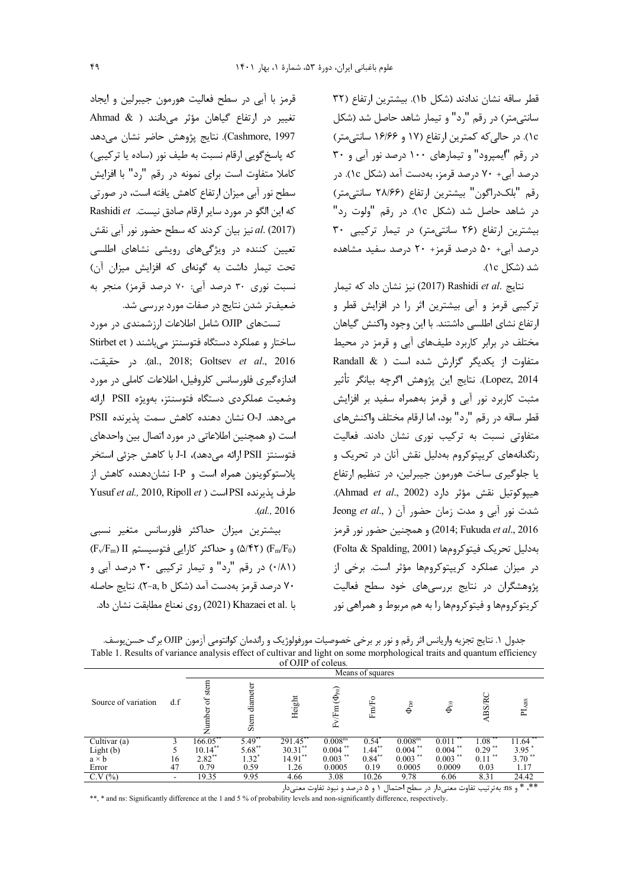قطر ساقه نشان ندادند (شکل 1b). بیشترین ارتفاع (۳۲ سانتی‌متر) در رقم "رد" و تیمار شاهد حاصل شد (شکل 1c). در حالی‌که کمترین ارتفاع (۱۷ و ۱۶/۶۶ سانتی‌متر) در رقم "ایمپرود" و تیمارهای ۱۰۰ درصد نور آبی و ۳۰ درصد آبی+ ۷۰ درصد قرمز، به‌دست آمد (شکل 1c). در رقم "بلک‌دراگون" بیشترین ارتفاع (۲۸/۶۶ سانتی‌متر) در شاهد حاصل شد (شکل 1c). در رقم "ولوت رد" بیشترین ارتفاع (۲۶ سانتی‌متر) در تیمار ترکیبی ۳۰ درصد آبی+ ۵۰ درصد قرمز+ ۲۰ درصد سفید مشاهده شد (شکل 1c).

نتایج .Rashidi *et al* (2017) نیز نشان داد که تیمار ترکیبی قرمز و آبی بیشترین اثر را در افزایش قطر و ارتفاع نشای اطلسی داشتند. با این وجود واکنش گیاهان مختلف در برابر کاربرد طیف‌های آبی و قرمز در محیط متفاوت از یکدیگر گزارش شده است ( & Randall Lopez, 2014). نتایج این پژوهش اگرچه بیانگر تأثیر مثبت کاربرد نور آبی و قرمز به‌همراه سفید بر افزایش قطر ساقه در رقم "رد" بود، اما ارقام مختلف واکنش‌های متفاوتی نسبت به ترکیب نوری نشان دادند. فعالیت رنگدانه‌های کریپتوکروم به‌دلیل نقش آنان در تحریک و یا جلوگیری ساخت هورمون جیبرلین، در تنظیم ارتفاع هیپوکوتیل نقش مؤثر دارد (Ahmad *et al*., 2002). شدت نور آبی و مدت زمان حضور آن ( ,.Jeong *et al* 2014; Fukuda *et al*., 2016) و همچنین حضور نور قرمز به‌دلیل تحریک فیتوکروم‌ها (Folta & Spalding, 2001) در میزان عملکرد کریپتوکروم‌ها مؤثر است. برخی از پژوهشگران در نتایج بررسی‌های خود سطح فعالیت کریتوکروم‌ها و فیتوکروم‌ها را به هم مربوط و همراهی نور

قرمز با آبی در سطح فعالیت هورمون جیبرلین و ایجاد تغییر در ارتفاع گیاهان مؤثر می‌دانند ( & Ahmad Cashmore, 1997). نتایج پژوهش حاضر نشان می‌دهد که پاسخ‌گویی ارقام نسبت به طیف نور (ساده یا ترکیبی) کاملا متفاوت است برای نمونه در رقم "رد" با افزایش سطح نور آبی میزان ارتفاع کاهش یافته است، در صورتی که این الگو در مورد سایر ارقام صادق نیست. Rashidi *et al*. (2017) نیز بیان کردند که سطح حضور نور آبی نقش تعیین کننده در ویژگی‌های رویشی نشاهای اطلسی تحت تیمار داشت به گونه‌ای که افزایش میزان آن) نسبت نوری ۳۰ درصد آبی: ۷۰ درصد قرمز) منجر به ضعیف‌تر شدن نتایج در صفات مورد بررسی شد.

تست‌های OJIP شامل اطلاعات ارزشمندی در مورد ساختار و عملکرد دستگاه فتوسنتز می‌باشند ( Stirbet et al., 2018; Goltsev *et al*., 2016). در حقیقت، اندازه‌گیری فلورسانس کلروفیل، اطلاعات کاملی در مورد وضعیت عملکردی دستگاه فتوسنتز، بویژه PSII ارائه می‌دهد. O-J نشان دهنده کاهش سمت پذیرنده PSII است (و همچنین اطلاعاتی در مورد اتصال بین واحدهای فتوسنتز PSII ارائه می‌دهد)، J-I با کاهش جزئی استخر پلاستوکوینون همراه است و I-P نشان‌دهنده کاهش از طرف پذیرنده PSI است ( Yusuf *et al*., 2010, Ripoll *et al*., 2016).

بیشترین میزان حداکثر فلورسانس متغیر نسبی ($F_v/F_m$) II (۵/۴۲) ($F_m/F_0$) و حداکثر کارایی فتوسیستم (۰/۸۱) در رقم "رد" و تیمار ترکیبی ۳۰ درصد آبی و ۷۰ درصد قرمز به‌دست آمد (شکل a, b-۲). نتایج حاصله با .Khazaei et al (2021) روی نعناع مطابقت نشان داد.

جدول ۱. نتایج تجزیه واریانس اثر رقم و نور بر برخی خصوصیات مورفولوژیک و راندمان کوانتومی آزمون OJIP برگ حسن‌یوسف.
Table 1. Results of variance analysis effect of cultivar and light on some morphological traits and quantum efficiency of OJIP of coleus.

| Source of variation | d.f | Means of squares | | | | | | | | |
|---|---|---|---|---|---|---|---|---|---|---|
| | | Number of stem | Stem diameter | Height | $F_v/F_m$ ($\Phi_{P0}$) | Fm/Fo | $\Phi_{D0}$ | $\Phi_{E0}$ | ABS/RC | $PI_{ABS}$ |
| Cultivar (a) | 3 | 166.05** | 5.49** | 291.45** | 0.008ns | 0.54* | 0.008ns | 0.011 ** | 1.08 ** | 11.64 ** |
| Light (b) | 5 | 10.14** | 5.68** | 30.31** | 0.004 ** | 1.44** | 0.004 ** | 0.004 ** | 0.29 ** | 3.95 * |
| a × b | 16 | 2.82** | 1.32* | 14.91** | 0.003 ** | 0.84** | 0.003 ** | 0.003 ** | 0.11 ** | 3.70 ** |
| Error | 47 | 0.79 | 0.59 | 1.26 | 0.0005 | 0.19 | 0.0005 | 0.0009 | 0.03 | 1.17 |
| C.V (%) | - | 19.35 | 9.95 | 4.66 | 3.08 | 10.26 | 9.78 | 6.06 | 8.31 | 24.42 |

**، * و ns: به‌ترتیب تفاوت معنی‌دار در سطح احتمال ۱ و ۵ درصد و نبود تفاوت معنی‌دار

**, * and ns: Significantly difference at the 1 and 5 % of probability levels and non-significantly difference, respectively.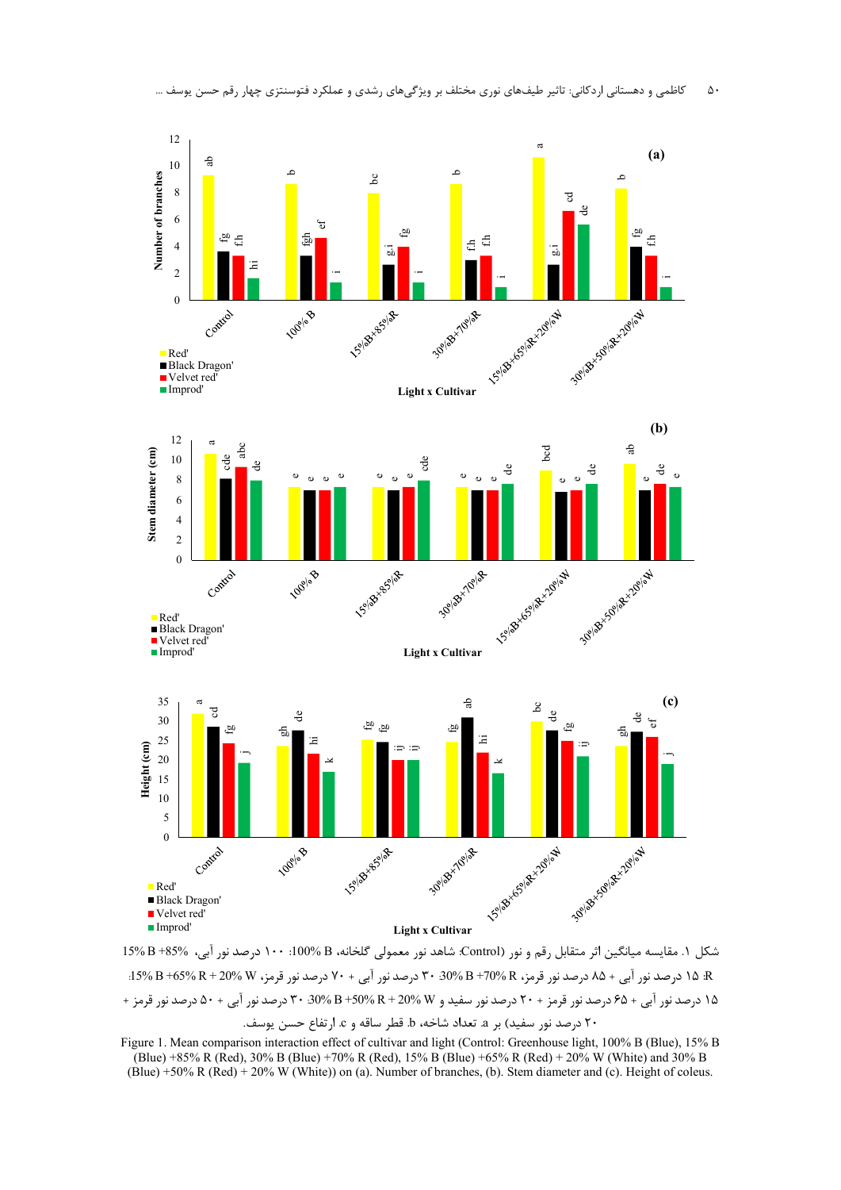شکل ۱. مقایسه میانگین اثر متقابل رقم و نور (Control: شاهد نور معمولی گلخانه، B 100%: ۱۰۰ درصد نور آبی، 15% B +85% R: ۱۵ درصد نور آبی + ۸۵ درصد نور قرمز، 30% B +70% R: ۳۰ درصد نور آبی + ۷۰ درصد نور قرمز، 15% B +65% R + 20% W: ۱۵ درصد نور آبی + ۶۵ درصد نور قرمز + ۲۰ درصد نور سفید و 30% B +50% R + 20% W: ۳۰ درصد نور آبی + ۵۰ درصد نور قرمز + ۲۰ درصد نور سفید) بر a. تعداد شاخه، b. قطر ساقه و c. ارتفاع حسن یوسف.

Figure 1. Mean comparison interaction effect of cultivar and light (Control: Greenhouse light, 100% B (Blue), 15% B (Blue) +85% R (Red), 30% B (Blue) +70% R (Red), 15% B (Blue) +65% R (Red) + 20% W (White) and 30% B (Blue) +50% R (Red) + 20% W (White)) on (a). Number of branches, (b). Stem diameter and (c). Height of coleus.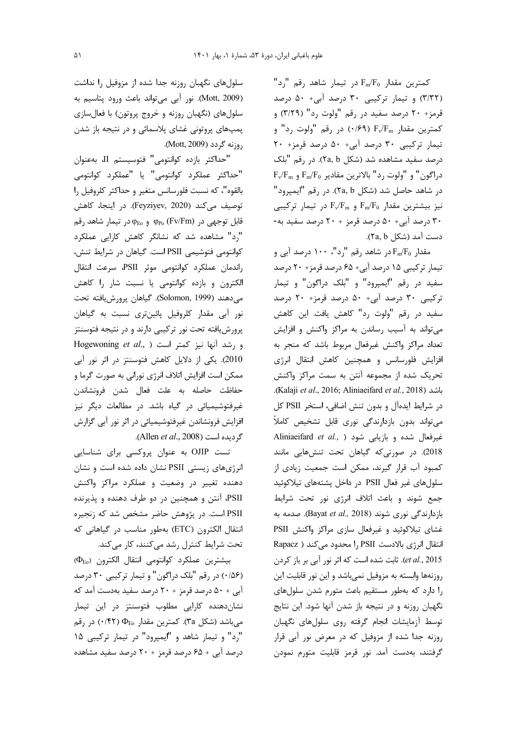کمترین مقدار $F_m/F_0$ در تیمار شاهد رقم "رد" (۳/۳۲) و تیمار ترکیبی ۳۰ درصد آبی+ ۵۰ درصد قرمز+ ۲۰ درصد سفید در رقم "ولوت رد" (۳/۲۹) و کمترین مقدار $F_v/F_m$ (۰/۶۹) در رقم "ولوت رد" و تیمار ترکیبی ۳۰ درصد آبی+ ۵۰ درصد قرمز+ ۲۰ درصد سفید مشاهده شد (شکل ۲a, b). در رقم "بلک دراگون" و "ولوت رد" بالاترین مقادیر $F_m/F_0$ و $F_v/F_m$ در شاهد حاصل شد (شکل ۲a, b). در رقم "ایمپرود" نیز بیشترین مقدار $F_m/F_0$ و $F_v/F_m$ در تیمار ترکیبی ۳۰ درصد آبی+ ۵۰ درصد قرمز + ۲۰ درصد سفید به‌دست آمد (شکل ۲a, b).

مقدار $F_m/F_0$ در شاهد رقم "رد"، ۱۰۰ درصد آبی و تیمار ترکیبی ۱۵ درصد آبی+ ۶۵ درصد قرمز+ ۲۰ درصد سفید در رقم "ایمپرود" و "بلک دراگون" و تیمار ترکیبی ۳۰ درصد آبی+ ۵۰ درصد قرمز+ ۲۰ درصد سفید در رقم "ولوت رد" کاهش یافت. این کاهش می‌تواند به آسیب رساندن به مراکز واکنش و افزایش تعداد مراکز واکنش غیرفعال مربوط باشد که منجر به افزایش فلورسانس و همچنین کاهش انتقال انرژی تحریک شده از مجموعه آنتن به سمت مراکز واکنش باشد (Kalaji *et al*., 2016; Aliniaeifard *et al*., 2018). در شرایط ایده‌آل و بدون تنش اضافی، استخر PSII کل می‌تواند بدون بازدارندگی نوری قابل تشخیص کاملاً غیرفعال شده و بازیابی شود (Aliniaeifard *et al*., 2018). در صورتی‌که گیاهان تحت تنش‌هایی مانند کمبود آب قرار گیرند، ممکن است جمعیت زیادی از سلول‌های غیر فعال PSII در داخل پشته‌های تیلاکوئید جمع شوند و باعث اتلاف انرژی نور تحت شرایط بازدارندگی نوری شوند (Bayat *et al.,* 2018). صدمه به غشای تیلاکوئید و غیرفعال سازی مراکز واکنش PSII انتقال انرژی بالادست PSII را محدود می‌کند (Rapacz *et al*., 2015). ثابت شده است که اثر نور آبی بر باز کردن روزنه‌ها وابسته به مزوفیل نمی‌باشد و این نور قابلیت این را دارد که به‌طور مستقیم باعث متورم شدن سلول‌های نگهبان روزنه و در نتیجه باز شدن آنها شود. این نتایج توسط آزمایشات انجام گرفته روی سلول‌های نگهبان روزنه جدا شده از مزوفیل که در معرض نور آبی قرار گرفتند، به‌دست آمد. نور قرمز قابلیت متورم نمودن سلول‌های نگهبان روزنه جدا شده از مزوفیل را نداشت (Mott, 2009). نور آبی می‌تواند باعث ورود پتاسیم به سلول‌های (نگهبان روزنه و خروج پروتون) با فعال‌سازی پمپ‌های پروتونی غشای پلاسمائی و در نتیجه باز شدن روزنه گردد (Mott, 2009).

"حداکثر بازده کوانتومی" فتوسیستم II، به‌عنوان "حداکثر عملکرد کوانتومی" یا "عملکرد کوانتومی بالقوه"، که نسبت فلورسانس متغیر و حداکثر کلروفیل را توصیف می‌کند (Feyziyev, 2020). در اینجا، کاهش قابل توجهی در $\varphi_{Po}$ (Fv/Fm) و $\varphi_{Eo}$ در تیمار شاهد رقم "رد" مشاهده شد که نشانگر کاهش کارایی عملکرد کوانتومی فتوشیمی PSII است. گیاهان در شرایط تنش، راندمان عملکرد کوانتومی موثر PSII، سرعت انتقال الکترون و بازده کوانتومی یا نسبت شار را کاهش می‌دهند (Solomon, 1999). گیاهان پرورش‌یافته تحت نور آبی مقدار کلروفیل پائین‌تری نسبت به گیاهان پرورش‌یافته تحت نور ترکیبی دارند و در نتیجه فتوسنتز و رشد آنها نیز کمتر است (Hogewoning *et al*., 2010). یکی از دلایل کاهش فتوسنتز در اثر نور آبی ممکن است افزایش اتلاف انرژی نورانی به صورت گرما و حفاظت حاصله به علت فعال شدن فرونشاندن غیرفتوشیمیائی در گیاه باشد. در مطالعات دیگر نیز افزایش فرونشاندن غیرفتوشیمیائی در اثر نور آبی گزارش گردیده است (Allen *et al*., 2008).

تست OJIP به عنوان پروکسی برای شناسایی انرژی‌های زیستی PSII نشان داده شده است و نشان دهنده تغییر در وضعیت و عملکرد مراکز واکنش PSII، آنتن و همچنین در دو طرف دهنده و پذیرنده PSII است. در پژوهش حاضر مشخص شد که زنجیره انتقال الکترون (ETC) به‌طور مناسب در گیاهانی که تحت شرایط کنترل رشد می‌کنند، کار می‌کند.

بیشترین عملکرد کوانتومی انتقال الکترون ($\Phi_{Eo}$) (۰/۵۶) در رقم "بلک دراگون" و تیمار ترکیبی ۳۰ درصد آبی + ۵۰ درصد قرمز + ۲۰ درصد سفید به‌دست آمد که نشان‌دهنده کارایی مطلوب فتوسنتز در این تیمار می‌باشد (شکل ۳a). کمترین مقدار $\Phi_{Eo}$ (۰/۴۲) در رقم "رد" و تیمار شاهد و "ایمپرود" در تیمار ترکیبی ۱۵ درصد آبی + ۶۵ درصد قرمز + ۲۰ درصد سفید مشاهده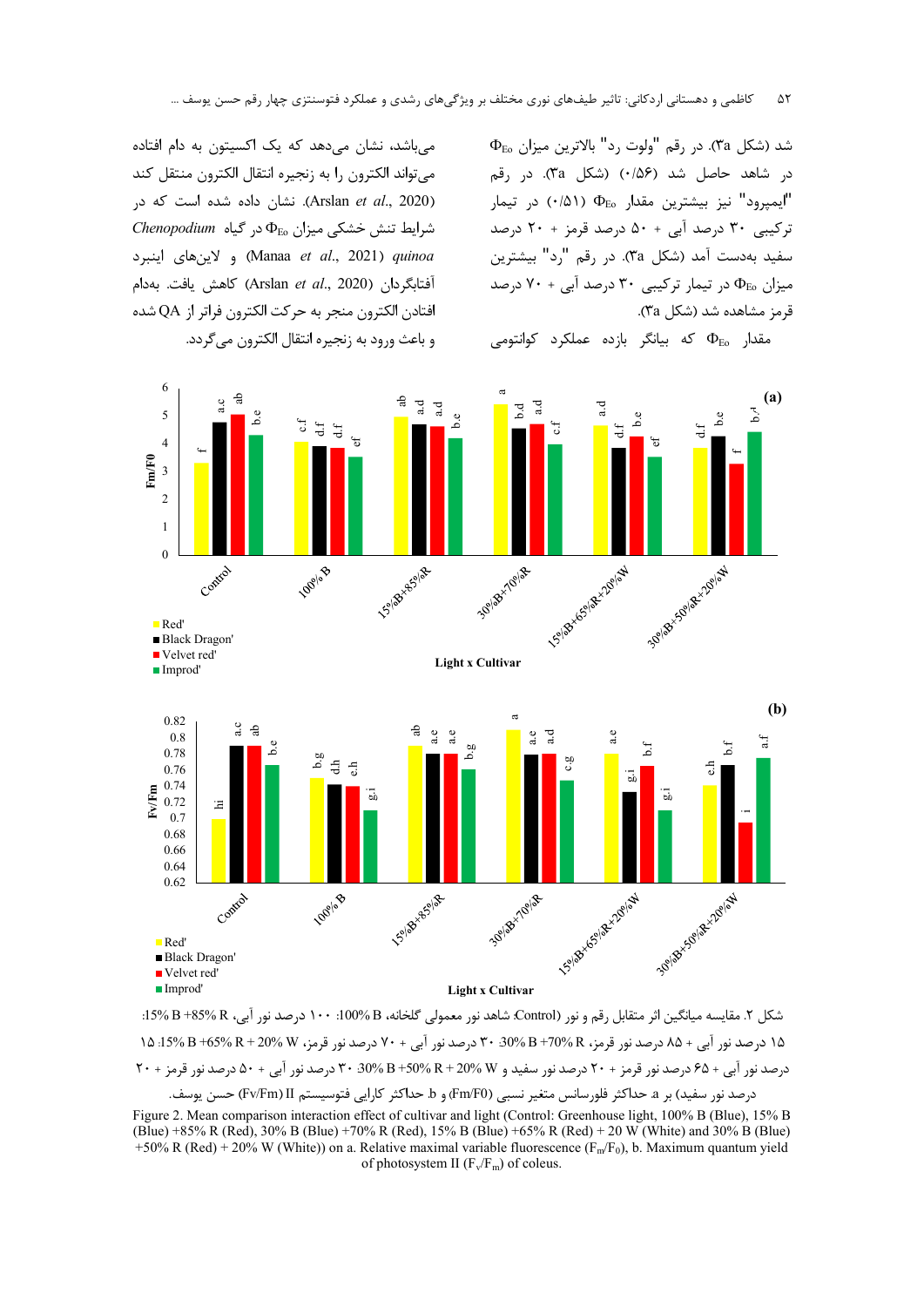شد (شکل ۳a). در رقم "ولوت رد" بالاترین میزان $\Phi_{Eo}$ در شاهد حاصل شد (۰/۵۶) (شکل ۳a). در رقم "ایمپرود" نیز بیشترین مقدار $\Phi_{Eo}$ (۰/۵۱) در تیمار ترکیبی ۳۰ درصد آبی + ۵۰ درصد قرمز + ۲۰ درصد سفید به‌دست آمد (شکل ۳a). در رقم "رد" بیشترین میزان $\Phi_{Eo}$ در تیمار ترکیبی ۳۰ درصد آبی + ۷۰ درصد قرمز مشاهده شد (شکل ۳a).

مقدار $\Phi_{Eo}$ که بیانگر بازده عملکرد کوانتومی می‌باشد، نشان می‌دهد که یک اکسیتون به دام افتاده می‌تواند الکترون را به زنجیره انتقال الکترون منتقل کند (Arslan *et al*., 2020). نشان داده شده است که در شرایط تنش خشکی میزان $\Phi_{Eo}$ در گیاه *Chenopodium quinoa* (Manaa *et al*., 2021) و لاین‌های اینبرد آفتابگردان (Arslan *et al*., 2020) کاهش یافت. به‌دام افتادن الکترون منجر به حرکت الکترون فراتر از QA شده و باعث ورود به زنجیره انتقال الکترون می‌گردد.

شکل ۲. مقایسه میانگین اثر متقابل رقم و نور (Control: شاهد نور معمولی گلخانه، 100% B: ۱۰۰ درصد نور آبی، 15% B +85% R: ۱۵ درصد نور آبی + ۸۵ درصد نور قرمز، 30% B +70% R: ۳۰ درصد نور آبی + ۷۰ درصد نور قرمز، 15% B +65% R + 20% W: ۱۵ درصد نور آبی + ۶۵ درصد نور قرمز + ۲۰ درصد نور سفید و 30% B +50% R + 20% W: ۳۰ درصد نور آبی + ۵۰ درصد نور قرمز + ۲۰ درصد نور سفید) بر a. حداکثر فلورسانس متغیر نسبی (Fm/F0) و b. حداکثر کارایی فتوسیستم II (Fv/Fm) حسن یوسف.

Figure 2. Mean comparison interaction effect of cultivar and light (Control: Greenhouse light, 100% B (Blue), 15% B (Blue) +85% R (Red), 30% B (Blue) +70% R (Red), 15% B (Blue) +65% R (Red) + 20 W (White) and 30% B (Blue) +50% R (Red) + 20% W (White)) on a. Relative maximal variable fluorescence ($F_m/F_0$), b. Maximum quantum yield of photosystem II ($F_v/F_m$) of coleus.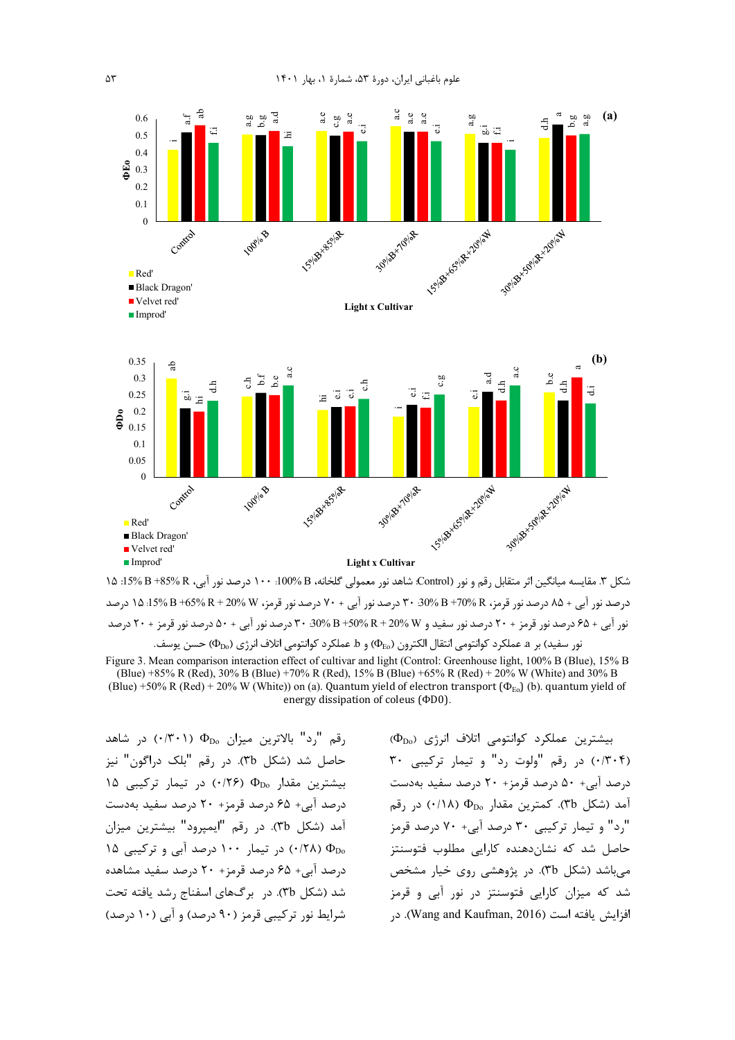شکل ۳. مقایسه میانگین اثر متقابل رقم و نور (Control: شاهد نور معمولی گلخانه، 100% B: ۱۰۰ درصد نور آبی، 15% B +85% R: ۱۵ درصد نور آبی + ۸۵ درصد نور قرمز، 30% B +70% R: ۳۰ درصد نور آبی + ۷۰ درصد نور قرمز، 15% B +65% R + 20% W: ۱۵ درصد نور آبی + ۶۵ درصد نور قرمز + ۲۰ درصد نور سفید و 30% B +50% R + 20% W: ۳۰ درصد نور آبی + ۵۰ درصد نور قرمز + ۲۰ درصد نور سفید) بر a. عملکرد کوانتومی انتقال الکترون ($\Phi_{Eo}$) و b. عملکرد کوانتومی اتلاف انرژی ($\Phi_{Do}$) حسن یوسف.

Figure 3. Mean comparison interaction effect of cultivar and light (Control: Greenhouse light, 100% B (Blue), 15% B (Blue) +85% R (Red), 30% B (Blue) +70% R (Red), 15% B (Blue) +65% R (Red) + 20% W (White) and 30% B (Blue) +50% R (Red) + 20% W (White)) on (a). Quantum yield of electron transport ($\Phi_{Eo}$) (b). quantum yield of energy dissipation of coleus ($\Phi D0$).

بیشترین عملکرد کوانتومی اتلاف انرژی ($\Phi_{Do}$) (۰/۳۰۴) در رقم "ولوت رد" و تیمار ترکیبی ۳۰ درصد آبی+ ۵۰ درصد قرمز+ ۲۰ درصد سفید به‌دست آمد (شکل ۳b). کمترین مقدار $\Phi_{Do}$ (۰/۱۸) در رقم "رد" و تیمار ترکیبی ۳۰ درصد آبی+ ۷۰ درصد قرمز حاصل شد که نشان‌دهنده کارایی مطلوب فتوسنتز می‌باشد (شکل ۳b). در پژوهشی روی خیار مشخص شد که میزان کارایی فتوسنتز در نور آبی و قرمز افزایش یافته است (Wang and Kaufman, 2016). در رقم "رد" بالاترین میزان $\Phi_{Do}$ (۰/۳۰۱) در شاهد حاصل شد (شکل ۳b). در رقم "بلک دراگون" نیز بیشترین مقدار $\Phi_{Do}$ (۰/۲۶) در تیمار ترکیبی ۱۵ درصد آبی+ ۶۵ درصد قرمز+ ۲۰ درصد سفید به‌دست آمد (شکل ۳b). در رقم "ایمپرود" بیشترین میزان $\Phi_{Do}$ (۰/۲۸) در تیمار ۱۰۰ درصد آبی و ترکیبی ۱۵ درصد آبی+ ۶۵ درصد قرمز+ ۲۰ درصد سفید مشاهده شد (شکل ۳b). در برگ‌های اسفناج رشد یافته تحت شرایط نور ترکیبی قرمز (۹۰ درصد) و آبی (۱۰ درصد)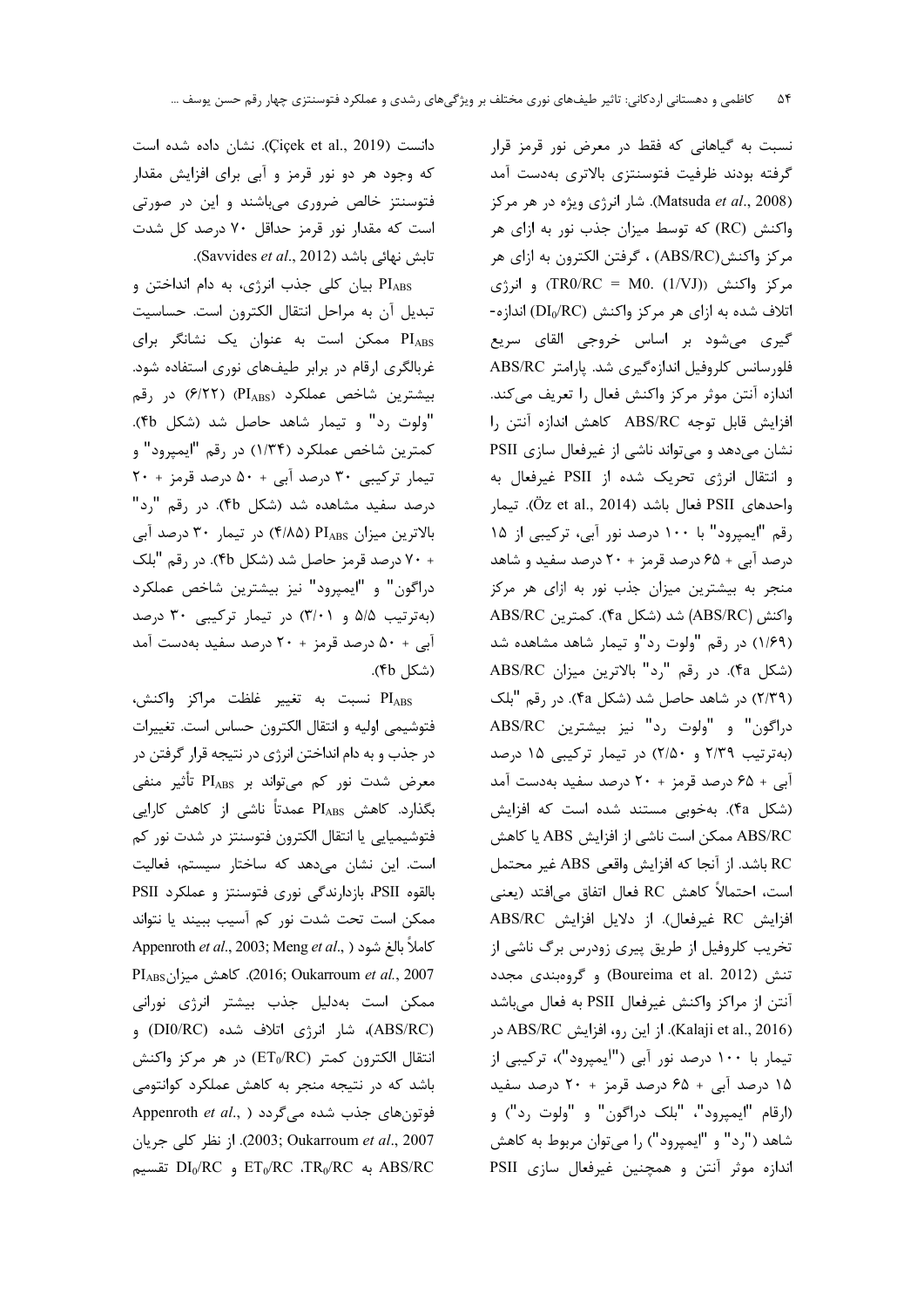نسبت به گیاهانی که فقط در معرض نور قرمز قرار گرفته بودند ظرفیت فتوسنتزی بالاتری به‌دست آمد (Matsuda *et al*., 2008). شار انرژی ویژه در هر مرکز واکنش (RC) که توسط میزان جذب نور به ازای هر مرکز واکنش(ABS/RC) ، گرفتن الکترون به ازای هر مرکز واکنش ($TR0/RC = M0. (1/VJ)$) و انرژی اتلاف شده به ازای هر مرکز واکنش ($DI_0/RC$) اندازه‌گیری می‌شود بر اساس خروجی القای سریع فلورسانس کلروفیل اندازه‌گیری شد. پارامتر ABS/RC اندازه آنتن موثر مرکز واکنش فعال را تعریف می‌کند. افزایش قابل توجه ABS/RC کاهش اندازه آنتن را نشان می‌دهد و می‌تواند ناشی از غیرفعال سازی PSII و انتقال انرژی تحریک شده از PSII غیرفعال به واحدهای PSII فعال باشد (Öz et al., 2014). تیمار رقم "ایمپرود" با ۱۰۰ درصد نور آبی، ترکیبی از ۱۵ درصد آبی + ۶۵ درصد قرمز + ۲۰ درصد سفید و شاهد منجر به بیشترین میزان جذب نور به ازای هر مرکز واکنش (ABS/RC) شد (شکل 4a). کمترین ABS/RC (۱/۶۹) در رقم "ولوت رد"و تیمار شاهد مشاهده شد (شکل 4a). در رقم "رد" بالاترین میزان ABS/RC (۲/۳۹) در شاهد حاصل شد (شکل 4a). در رقم "بلک دراگون" و "ولوت رد" نیز بیشترین ABS/RC (به‌ترتیب ۲/۳۹ و ۲/۵۰) در تیمار ترکیبی ۱۵ درصد آبی + ۶۵ درصد قرمز + ۲۰ درصد سفید به‌دست آمد (شکل 4a). به‌خوبی مستند شده است که افزایش ABS/RC ممکن است ناشی از افزایش ABS یا کاهش RC باشد. از آنجا که افزایش واقعی ABS غیر محتمل است، احتمالاً کاهش RC فعال اتفاق می‌افتد (یعنی افزایش RC غیرفعال). از دلایل افزایش ABS/RC تخریب کلروفیل از طریق پیری زودرس برگ ناشی از تنش (Boureima et al. 2012) و گروه‌بندی مجدد آنتن از مراکز واکنش غیرفعال PSII به فعال می‌باشد (Kalaji et al., 2016). از این رو، افزایش ABS/RC در تیمار با ۱۰۰ درصد نور آبی ("ایمپرود")، ترکیبی از ۱۵ درصد آبی + ۶۵ درصد قرمز + ۲۰ درصد سفید (ارقام "ایمپرود"، "بلک دراگون" و "ولوت رد") و شاهد ("رد" و "ایمپرود") را می‌توان مربوط به کاهش اندازه موثر آنتن و همچنین غیرفعال سازی PSII دانست (Çiçek et al., 2019). نشان داده شده است که وجود هر دو نور قرمز و آبی برای افزایش مقدار فتوسنتز خالص ضروری می‌باشند و این در صورتی است که مقدار نور قرمز حداقل ۷۰ درصد کل شدت تابش نهائی باشد (Savvides *et al*., 2012).

$PI_{ABS}$ بیان کلی جذب انرژی، به دام انداختن و تبدیل آن به مراحل انتقال الکترون است. حساسیت $PI_{ABS}$ ممکن است به عنوان یک نشانگر برای غربالگری ارقام در برابر طیف‌های نوری استفاده شود. بیشترین شاخص عملکرد ($PI_{ABS}$) (۶/۲۲) در رقم "ولوت رد" و تیمار شاهد حاصل شد (شکل 4b). کمترین شاخص عملکرد (۱/۳۴) در رقم "ایمپرود" و تیمار ترکیبی ۳۰ درصد آبی + ۵۰ درصد قرمز + ۲۰ درصد سفید مشاهده شد (شکل 4b). در رقم "رد" بالاترین میزان $PI_{ABS}$ (۴/۸۵) در تیمار ۳۰ درصد آبی + ۷۰ درصد قرمز حاصل شد (شکل 4b). در رقم "بلک دراگون" و "ایمپرود" نیز بیشترین شاخص عملکرد (به‌ترتیب ۵/۵ و ۳/۰۱) در تیمار ترکیبی ۳۰ درصد آبی + ۵۰ درصد قرمز + ۲۰ درصد سفید به‌دست آمد (شکل 4b).

$PI_{ABS}$ نسبت به تغییر غلظت مراکز واکنش، فتوشیمی اولیه و انتقال الکترون حساس است. تغییرات در جذب و به دام انداختن انرژی در نتیجه قرار گرفتن در معرض شدت نور کم می‌تواند بر $PI_{ABS}$ تأثیر منفی بگذارد. کاهش $PI_{ABS}$ عمدتاً ناشی از کاهش کارایی فتوشیمیایی یا انتقال الکترون فتوسنتز در شدت نور کم است. این نشان می‌دهد که ساختار سیستم، فعالیت بالقوه PSII، بازدارندگی نوری فتوسنتز و عملکرد PSII ممکن است تحت شدت نور کم آسیب ببیند یا نتواند کاملاً بالغ شود (Appenroth *et al*., 2003; Meng *et al*., 2016; Oukarroum *et al.*, 2007). کاهش میزان$PI_{ABS}$ ممکن است به‌دلیل جذب بیشتر انرژی نورانی (ABS/RC)، شار انرژی اتلاف شده (DI0/RC) و انتقال الکترون کمتر ($ET_0/RC$) در هر مرکز واکنش باشد که در نتیجه منجر به کاهش عملکرد کوانتومی فوتون‌های جذب شده می‌گردد (Appenroth *et al*., 2003; Oukarroum *et al*., 2007). از نظر کلی جریان ABS/RC به $TR_0/RC$ ،$ET_0/RC$ و $DI_0/RC$ تقسیم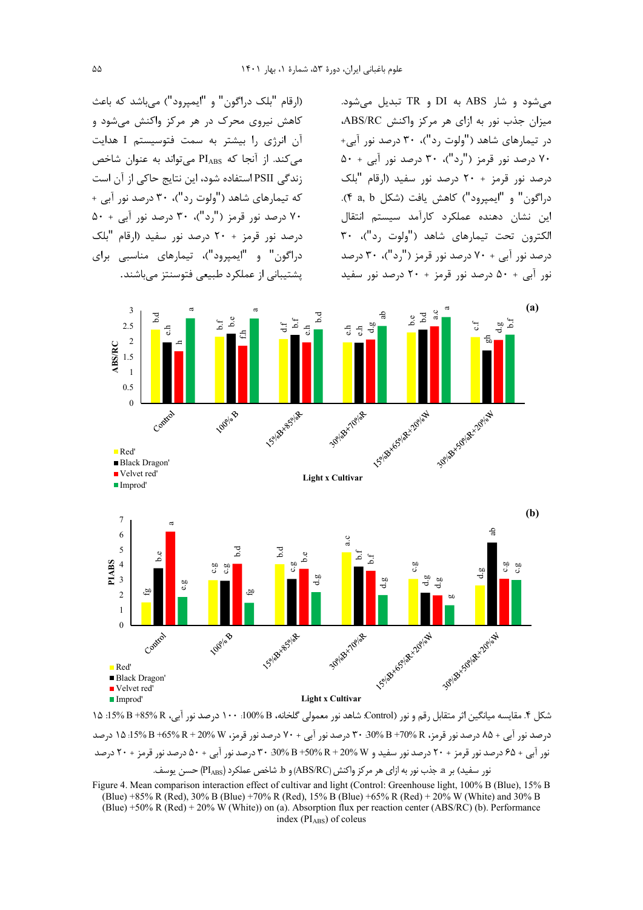می‌شود و شار ABS به DI و TR تبدیل می‌شود. میزان جذب نور به ازای هر مرکز واکنش ABS/RC، در تیمارهای شاهد ("ولوت رد")، ۳۰ درصد نور آبی+ ۷۰ درصد نور قرمز ("رد")، ۳۰ درصد نور آبی + ۵۰ درصد نور قرمز + ۲۰ درصد نور سفید (ارقام "بلک دراگون" و "ایمپرود") کاهش یافت (شکل ۴ a, b). این نشان دهنده عملکرد کارآمد سیستم انتقال الکترون تحت تیمارهای شاهد ("ولوت رد")، ۳۰ درصد نور آبی + ۷۰ درصد نور قرمز ("رد")، ۳۰ درصد نور آبی + ۵۰ درصد نور قرمز + ۲۰ درصد نور سفید (ارقام "بلک دراگون" و "ایمپرود") می‌باشد که باعث کاهش نیروی محرک در هر مرکز واکنش می‌شود و آن انرژی را بیشتر به سمت فتوسیستم I هدایت می‌کند. از آنجا که $PI_{ABS}$ می‌تواند به عنوان شاخص زندگی PSII استفاده شود، این نتایج حاکی از آن است که تیمارهای شاهد ("ولوت رد")، ۳۰ درصد نور آبی + ۷۰ درصد نور قرمز ("رد")، ۳۰ درصد نور آبی + ۵۰ درصد نور قرمز + ۲۰ درصد نور سفید (ارقام "بلک دراگون" و "ایمپرود")، تیمارهای مناسبی برای پشتیبانی از عملکرد طبیعی فتوسنتز می‌باشند.

شکل ۴. مقایسه میانگین اثر متقابل رقم و نور (Control: شاهد نور معمولی گلخانه، 100% B: ۱۰۰ درصد نور آبی، 15% B +85% R: ۱۵ درصد نور آبی + ۸۵ درصد نور قرمز، 30% B +70% R: ۳۰ درصد نور آبی + ۷۰ درصد نور قرمز، 15% B +65% R + 20% W: ۱۵ درصد نور آبی + ۶۵ درصد نور قرمز + ۲۰ درصد نور سفید و 30% B +50% R + 20% W: ۳۰ درصد نور آبی + ۵۰ درصد نور قرمز + ۲۰ درصد نور سفید) بر a. جذب نور به ازای هر مرکز واکنش (ABS/RC) و b. شاخص عملکرد ($PI_{ABS}$) حسن یوسف.

Figure 4. Mean comparison interaction effect of cultivar and light (Control: Greenhouse light, 100% B (Blue), 15% B (Blue) +85% R (Red), 30% B (Blue) +70% R (Red), 15% B (Blue) +65% R (Red) + 20% W (White) and 30% B (Blue) +50% R (Red) + 20% W (White)) on (a). Absorption flux per reaction center (ABS/RC) (b). Performance index ($PI_{ABS}$) of coleus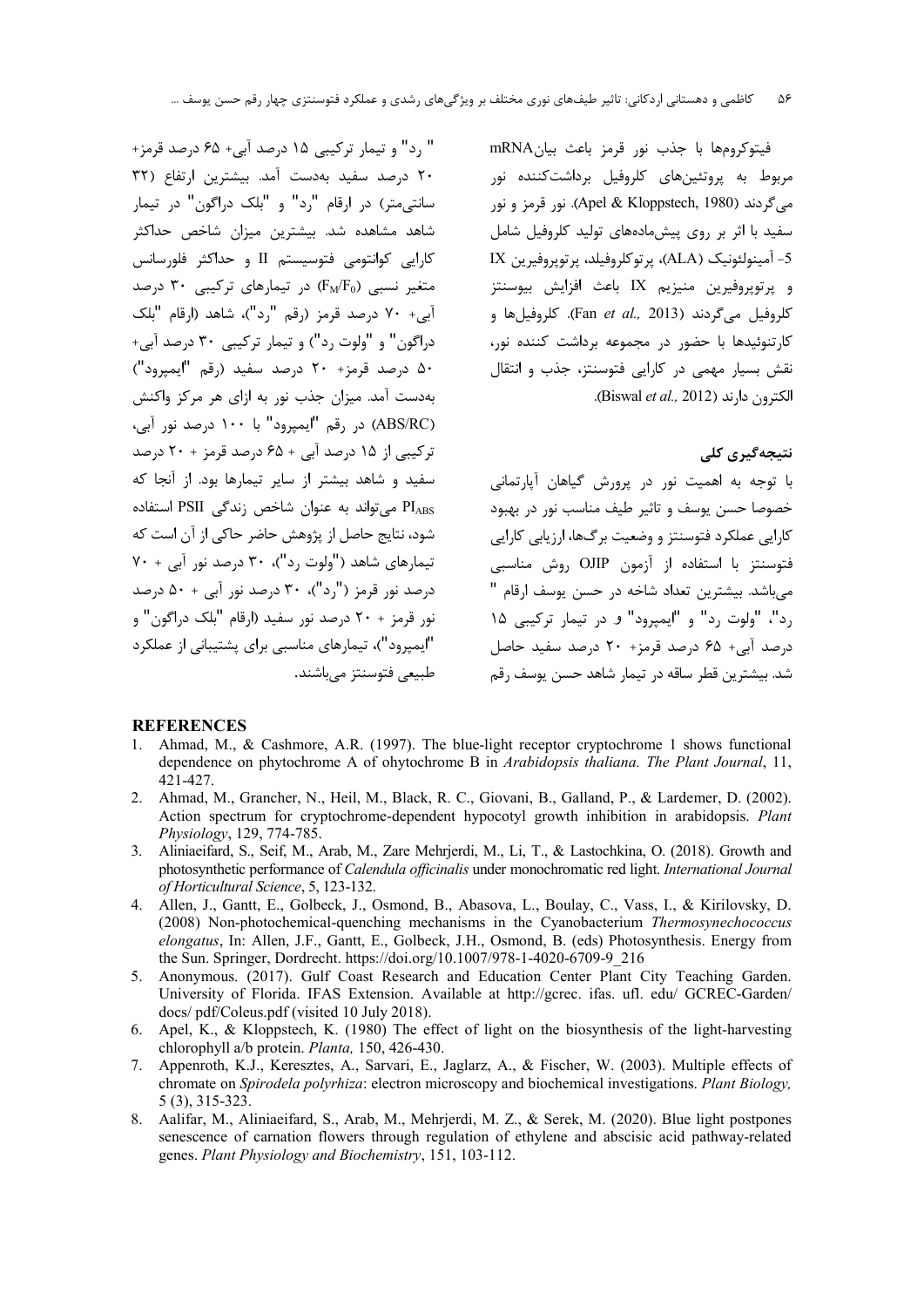فیتوکروم‌ها با جذب نور قرمز باعث بیان mRNA مربوط به پروتئین‌های کلروفیل برداشت‌کننده نور می‌گردند (Apel & Kloppstech, 1980). نور قرمز و نور سفید با اثر بر روی پیش‌ماده‌های تولید کلروفیل شامل 5- آمینولئونیک (ALA)، پرتوکلروفیلد، پرتوپروفیرین IX و پرتوپروفیرین منیزیم IX باعث افزایش بیوسنتز کلروفیل می‌گردند (Fan *et al.,* 2013). کلروفیل‌ها و کارتنوئیدها با حضور در مجموعه برداشت کننده نور، نقش بسیار مهمی در کارایی فتوسنتز، جذب و انتقال الکترون دارند (Biswal *et al.,* 2012).

## نتیجه‌گیری کلی

با توجه به اهمیت نور در پرورش گیاهان آپارتمانی خصوصا حسن یوسف و تاثیر طیف مناسب نور در بهبود کارایی عملکرد فتوسنتز و وضعیت برگ‌ها، ارزیابی کارایی فتوسنتز با استفاده از آزمون OJIP روش مناسبی می‌باشد. بیشترین تعداد شاخه در حسن یوسف ارقام "رد"، "ولوت رد" و "ایمپرود" و در تیمار ترکیبی ۱۵ درصد آبی+ ۶۵ درصد قرمز+ ۲۰ درصد سفید حاصل شد. بیشترین قطر ساقه در تیمار شاهد حسن یوسف رقم "رد" و تیمار ترکیبی ۱۵ درصد آبی+ ۶۵ درصد قرمز+ ۲۰ درصد سفید به‌دست آمد. بیشترین ارتفاع (۳۲ سانتی‌متر) در ارقام "رد" و "بلک دراگون" در تیمار شاهد مشاهده شد. بیشترین میزان شاخص حداکثر کارایی کوانتومی فتوسیستم II و حداکثر فلورسانس متغیر نسبی ($F_M/F_0$) در تیمارهای ترکیبی ۳۰ درصد آبی+ ۷۰ درصد قرمز (رقم "رد")، شاهد (ارقام "بلک دراگون" و "ولوت رد") و تیمار ترکیبی ۳۰ درصد آبی+ ۵۰ درصد قرمز+ ۲۰ درصد سفید (رقم "ایمپرود") به‌دست آمد. میزان جذب نور به ازای هر مرکز واکنش (ABS/RC) در رقم "ایمپرود" با ۱۰۰ درصد نور آبی، ترکیبی از ۱۵ درصد آبی + ۶۵ درصد قرمز + ۲۰ درصد سفید و شاهد بیشتر از سایر تیمارها بود. از آنجا که $PI_{ABS}$ می‌تواند به عنوان شاخص زندگی PSII استفاده شود، نتایج حاصل از پژوهش حاضر حاکی از آن است که تیمارهای شاهد ("ولوت رد")، ۳۰ درصد نور آبی + ۷۰ درصد نور قرمز ("رد")، ۳۰ درصد نور آبی + ۵۰ درصد نور قرمز + ۲۰ درصد نور سفید (ارقام "بلک دراگون" و "ایمپرود")، تیمارهای مناسبی برای پشتیبانی از عملکرد طبیعی فتوسنتز می‌باشند.

## REFERENCES

1. Ahmad, M., & Cashmore, A.R. (1997). The blue-light receptor cryptochrome 1 shows functional dependence on phytochrome A of ohytochrome B in *Arabidopsis thaliana. The Plant Journal*, 11, 421-427.
2. Ahmad, M., Grancher, N., Heil, M., Black, R. C., Giovani, B., Galland, P., & Lardemer, D. (2002). Action spectrum for cryptochrome-dependent hypocotyl growth inhibition in arabidopsis. *Plant Physiology*, 129, 774-785.
3. Aliniaeifard, S., Seif, M., Arab, M., Zare Mehrjerdi, M., Li, T., & Lastochkina, O. (2018). Growth and photosynthetic performance of *Calendula officinalis* under monochromatic red light. *International Journal of Horticultural Science*, 5, 123-132.
4. Allen, J., Gantt, E., Golbeck, J., Osmond, B., Abasova, L., Boulay, C., Vass, I., & Kirilovsky, D. (2008) Non-photochemical-quenching mechanisms in the Cyanobacterium *Thermosynechococcus elongatus*, In: Allen, J.F., Gantt, E., Golbeck, J.H., Osmond, B. (eds) Photosynthesis. Energy from the Sun. Springer, Dordrecht. https://doi.org/10.1007/978-1-4020-6709-9_216
5. Anonymous. (2017). Gulf Coast Research and Education Center Plant City Teaching Garden. University of Florida. IFAS Extension. Available at http://gcrec. ifas. ufl. edu/ GCREC-Garden/ docs/ pdf/Coleus.pdf (visited 10 July 2018).
6. Apel, K., & Kloppstech, K. (1980) The effect of light on the biosynthesis of the light-harvesting chlorophyll a/b protein. *Planta,* 150, 426-430.
7. Appenroth, K.J., Keresztes, A., Sarvari, E., Jaglarz, A., & Fischer, W. (2003). Multiple effects of chromate on *Spirodela polyrhiza*: electron microscopy and biochemical investigations. *Plant Biology,* 5 (3), 315-323.
8. Aalifar, M., Aliniaeifard, S., Arab, M., Mehrjerdi, M. Z., & Serek, M. (2020). Blue light postpones senescence of carnation flowers through regulation of ethylene and abscisic acid pathway-related genes. *Plant Physiology and Biochemistry*, 151, 103-112.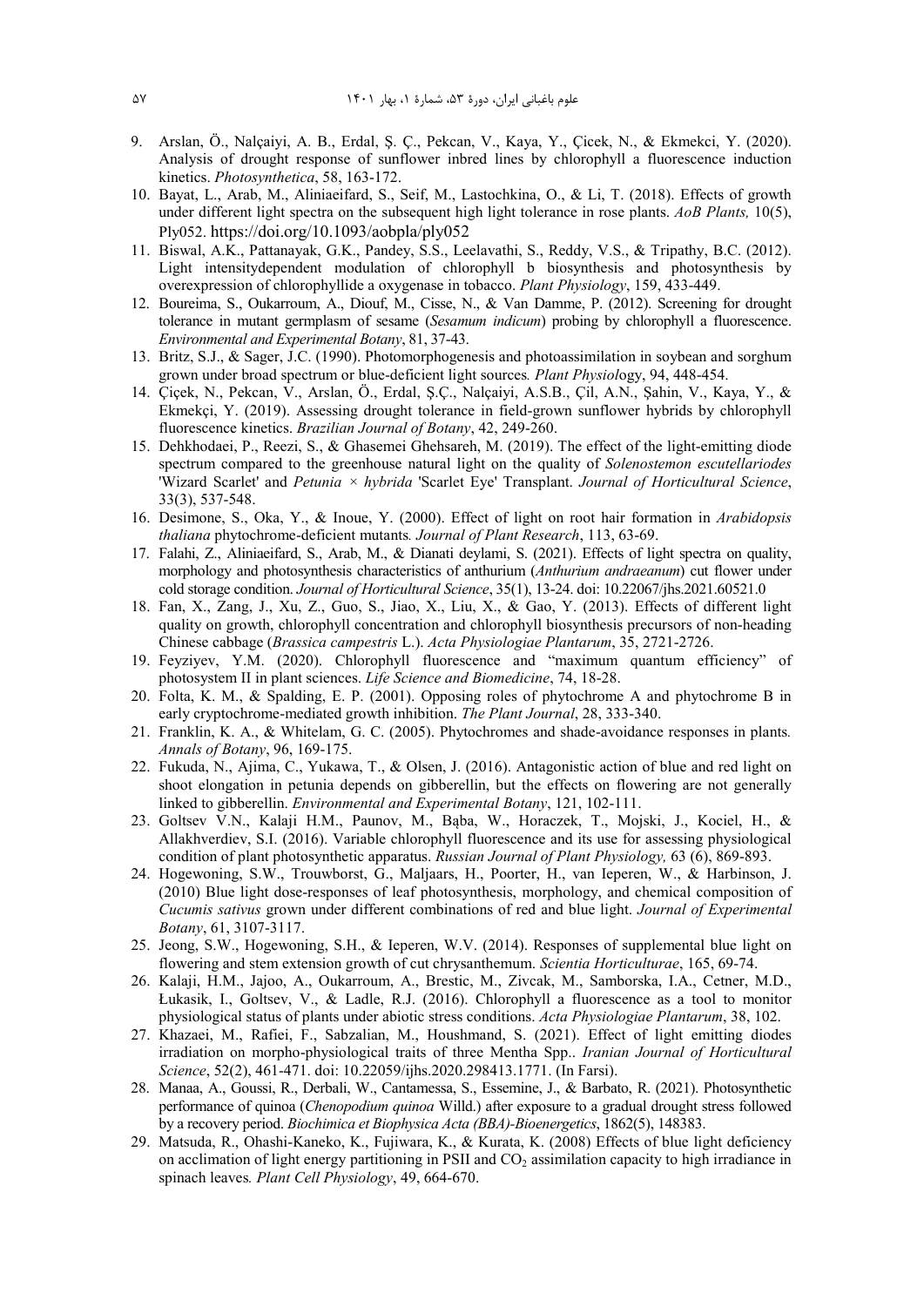9. Arslan, Ö., Nalçaiyi, A. B., Erdal, Ş. Ç., Pekcan, V., Kaya, Y., Çicek, N., & Ekmekci, Y. (2020). Analysis of drought response of sunflower inbred lines by chlorophyll a fluorescence induction kinetics. *Photosynthetica*, 58, 163-172.
10. Bayat, L., Arab, M., Aliniaeifard, S., Seif, M., Lastochkina, O., & Li, T. (2018). Effects of growth under different light spectra on the subsequent high light tolerance in rose plants. *AoB Plants,* 10(5), Ply052. https://doi.org/10.1093/aobpla/ply052
11. Biswal, A.K., Pattanayak, G.K., Pandey, S.S., Leelavathi, S., Reddy, V.S., & Tripathy, B.C. (2012). Light intensitydependent modulation of chlorophyll b biosynthesis and photosynthesis by overexpression of chlorophyllide a oxygenase in tobacco. *Plant Physiology*, 159, 433-449.
12. Boureima, S., Oukarroum, A., Diouf, M., Cisse, N., & Van Damme, P. (2012). Screening for drought tolerance in mutant germplasm of sesame (*Sesamum indicum*) probing by chlorophyll a fluorescence. *Environmental and Experimental Botany*, 81, 37-43.
13. Britz, S.J., & Sager, J.C. (1990). Photomorphogenesis and photoassimilation in soybean and sorghum grown under broad spectrum or blue-deficient light sources. *Plant Physiology*, 94, 448-454.
14. Çiçek, N., Pekcan, V., Arslan, Ö., Erdal, Ş.Ç., Nalçaiyi, A.S.B., Çil, A.N., Şahin, V., Kaya, Y., & Ekmekçi, Y. (2019). Assessing drought tolerance in field-grown sunflower hybrids by chlorophyll fluorescence kinetics. *Brazilian Journal of Botany*, 42, 249-260.
15. Dehkhodaei, P., Reezi, S., & Ghasemei Ghehsareh, M. (2019). The effect of the light-emitting diode spectrum compared to the greenhouse natural light on the quality of *Solenostemon escutellariodes* 'Wizard Scarlet' and *Petunia × hybrida* 'Scarlet Eye' Transplant. *Journal of Horticultural Science*, 33(3), 537-548.
16. Desimone, S., Oka, Y., & Inoue, Y. (2000). Effect of light on root hair formation in *Arabidopsis thaliana* phytochrome-deficient mutants. *Journal of Plant Research*, 113, 63-69.
17. Falahi, Z., Aliniaeifard, S., Arab, M., & Dianati deylami, S. (2021). Effects of light spectra on quality, morphology and photosynthesis characteristics of anthurium (*Anthurium andraeanum*) cut flower under cold storage condition. *Journal of Horticultural Science*, 35(1), 13-24. doi: 10.22067/jhs.2021.60521.0
18. Fan, X., Zang, J., Xu, Z., Guo, S., Jiao, X., Liu, X., & Gao, Y. (2013). Effects of different light quality on growth, chlorophyll concentration and chlorophyll biosynthesis precursors of non-heading Chinese cabbage (*Brassica campestris* L.). *Acta Physiologiae Plantarum*, 35, 2721-2726.
19. Feyziyev, Y.M. (2020). Chlorophyll fluorescence and "maximum quantum efficiency" of photosystem II in plant sciences. *Life Science and Biomedicine*, 74, 18-28.
20. Folta, K. M., & Spalding, E. P. (2001). Opposing roles of phytochrome A and phytochrome B in early cryptochrome-mediated growth inhibition. *The Plant Journal*, 28, 333-340.
21. Franklin, K. A., & Whitelam, G. C. (2005). Phytochromes and shade-avoidance responses in plants. *Annals of Botany*, 96, 169-175.
22. Fukuda, N., Ajima, C., Yukawa, T., & Olsen, J. (2016). Antagonistic action of blue and red light on shoot elongation in petunia depends on gibberellin, but the effects on flowering are not generally linked to gibberellin. *Environmental and Experimental Botany*, 121, 102-111.
23. Goltsev V.N., Kalaji H.M., Paunov, M., Bąba, W., Horaczek, T., Mojski, J., Kociel, H., & Allakhverdiev, S.I. (2016). Variable chlorophyll fluorescence and its use for assessing physiological condition of plant photosynthetic apparatus. *Russian Journal of Plant Physiology,* 63 (6), 869-893.
24. Hogewoning, S.W., Trouwborst, G., Maljaars, H., Poorter, H., van Ieperen, W., & Harbinson, J. (2010) Blue light dose-responses of leaf photosynthesis, morphology, and chemical composition of *Cucumis sativus* grown under different combinations of red and blue light. *Journal of Experimental Botany*, 61, 3107-3117.
25. Jeong, S.W., Hogewoning, S.H., & Ieperen, W.V. (2014). Responses of supplemental blue light on flowering and stem extension growth of cut chrysanthemum. *Scientia Horticulturae*, 165, 69-74.
26. Kalaji, H.M., Jajoo, A., Oukarroum, A., Brestic, M., Zivcak, M., Samborska, I.A., Cetner, M.D., Łukasik, I., Goltsev, V., & Ladle, R.J. (2016). Chlorophyll a fluorescence as a tool to monitor physiological status of plants under abiotic stress conditions. *Acta Physiologiae Plantarum*, 38, 102.
27. Khazaei, M., Rafiei, F., Sabzalian, M., Houshmand, S. (2021). Effect of light emitting diodes irradiation on morpho-physiological traits of three Mentha Spp.. *Iranian Journal of Horticultural Science*, 52(2), 461-471. doi: 10.22059/ijhs.2020.298413.1771. (In Farsi).
28. Manaa, A., Goussi, R., Derbali, W., Cantamessa, S., Essemine, J., & Barbato, R. (2021). Photosynthetic performance of quinoa (*Chenopodium quinoa* Willd.) after exposure to a gradual drought stress followed by a recovery period. *Biochimica et Biophysica Acta (BBA)-Bioenergetics*, 1862(5), 148383.
29. Matsuda, R., Ohashi-Kaneko, K., Fujiwara, K., & Kurata, K. (2008) Effects of blue light deficiency on acclimation of light energy partitioning in PSII and $CO_2$ assimilation capacity to high irradiance in spinach leaves. *Plant Cell Physiology*, 49, 664-670.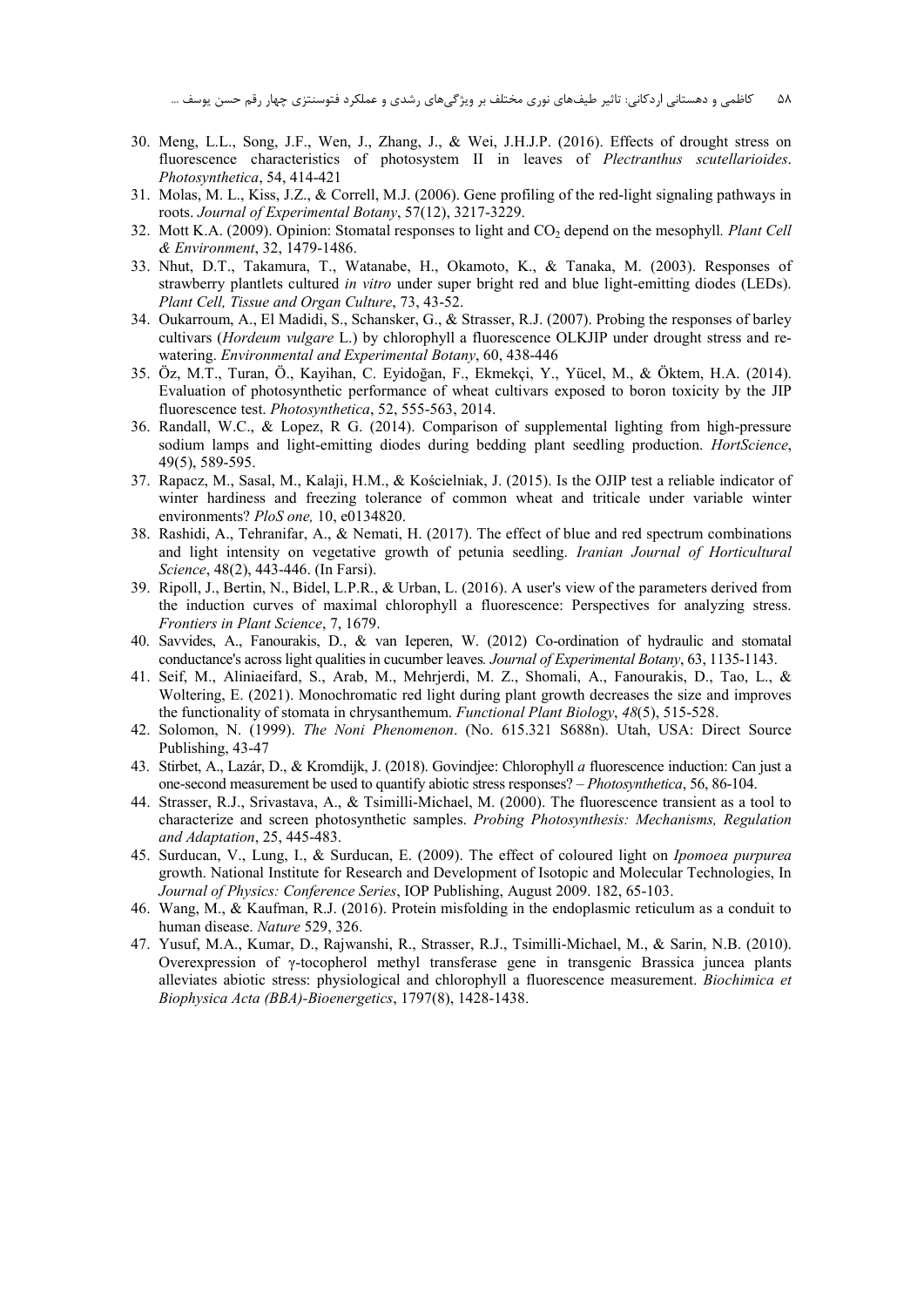30. Meng, L.L., Song, J.F., Wen, J., Zhang, J., & Wei, J.H.J.P. (2016). Effects of drought stress on fluorescence characteristics of photosystem II in leaves of *Plectranthus scutellarioides*. *Photosynthetica*, 54, 414-421
31. Molas, M. L., Kiss, J.Z., & Correll, M.J. (2006). Gene profiling of the red-light signaling pathways in roots. *Journal of Experimental Botany*, 57(12), 3217-3229.
32. Mott K.A. (2009). Opinion: Stomatal responses to light and $CO_2$ depend on the mesophyll. *Plant Cell & Environment*, 32, 1479-1486.
33. Nhut, D.T., Takamura, T., Watanabe, H., Okamoto, K., & Tanaka, M. (2003). Responses of strawberry plantlets cultured *in vitro* under super bright red and blue light-emitting diodes (LEDs). *Plant Cell, Tissue and Organ Culture*, 73, 43-52.
34. Oukarroum, A., El Madidi, S., Schansker, G., & Strasser, R.J. (2007). Probing the responses of barley cultivars (*Hordeum vulgare* L.) by chlorophyll a fluorescence OLKJIP under drought stress and re-watering. *Environmental and Experimental Botany*, 60, 438-446
35. Öz, M.T., Turan, Ö., Kayihan, C. Eyidoğan, F., Ekmekçi, Y., Yücel, M., & Öktem, H.A. (2014). Evaluation of photosynthetic performance of wheat cultivars exposed to boron toxicity by the JIP fluorescence test. *Photosynthetica*, 52, 555-563, 2014.
36. Randall, W.C., & Lopez, R G. (2014). Comparison of supplemental lighting from high-pressure sodium lamps and light-emitting diodes during bedding plant seedling production. *HortScience*, 49(5), 589-595.
37. Rapacz, M., Sasal, M., Kalaji, H.M., & Kościelniak, J. (2015). Is the OJIP test a reliable indicator of winter hardiness and freezing tolerance of common wheat and triticale under variable winter environments? *PloS one,* 10, e0134820.
38. Rashidi, A., Tehranifar, A., & Nemati, H. (2017). The effect of blue and red spectrum combinations and light intensity on vegetative growth of petunia seedling. *Iranian Journal of Horticultural Science*, 48(2), 443-446. (In Farsi).
39. Ripoll, J., Bertin, N., Bidel, L.P.R., & Urban, L. (2016). A user's view of the parameters derived from the induction curves of maximal chlorophyll a fluorescence: Perspectives for analyzing stress. *Frontiers in Plant Science*, 7, 1679.
40. Savvides, A., Fanourakis, D., & van Ieperen, W. (2012) Co-ordination of hydraulic and stomatal conductance's across light qualities in cucumber leaves*. Journal of Experimental Botany*, 63, 1135-1143.
41. Seif, M., Aliniaeifard, S., Arab, M., Mehrjerdi, M. Z., Shomali, A., Fanourakis, D., Tao, L., & Woltering, E. (2021). Monochromatic red light during plant growth decreases the size and improves the functionality of stomata in chrysanthemum. *Functional Plant Biology*, *48*(5), 515-528.
42. Solomon, N. (1999). *The Noni Phenomenon*. (No. 615.321 S688n). Utah, USA: Direct Source Publishing, 43-47
43. Stirbet, A., Lazár, D., & Kromdijk, J. (2018). Govindjee: Chlorophyll *a* fluorescence induction: Can just a one-second measurement be used to quantify abiotic stress responses? – *Photosynthetica*, 56, 86-104.
44. Strasser, R.J., Srivastava, A., & Tsimilli-Michael, M. (2000). The fluorescence transient as a tool to characterize and screen photosynthetic samples. *Probing Photosynthesis: Mechanisms, Regulation and Adaptation*, 25, 445-483.
45. Surducan, V., Lung, I., & Surducan, E. (2009). The effect of coloured light on *Ipomoea purpurea* growth. National Institute for Research and Development of Isotopic and Molecular Technologies, In *Journal of Physics: Conference Series*, IOP Publishing, August 2009. 182, 65-103.
46. Wang, M., & Kaufman, R.J. (2016). Protein misfolding in the endoplasmic reticulum as a conduit to human disease. *Nature* 529, 326.
47. Yusuf, M.A., Kumar, D., Rajwanshi, R., Strasser, R.J., Tsimilli-Michael, M., & Sarin, N.B. (2010). Overexpression of γ-tocopherol methyl transferase gene in transgenic Brassica juncea plants alleviates abiotic stress: physiological and chlorophyll a fluorescence measurement. *Biochimica et Biophysica Acta (BBA)-Bioenergetics*, 1797(8), 1428-1438.